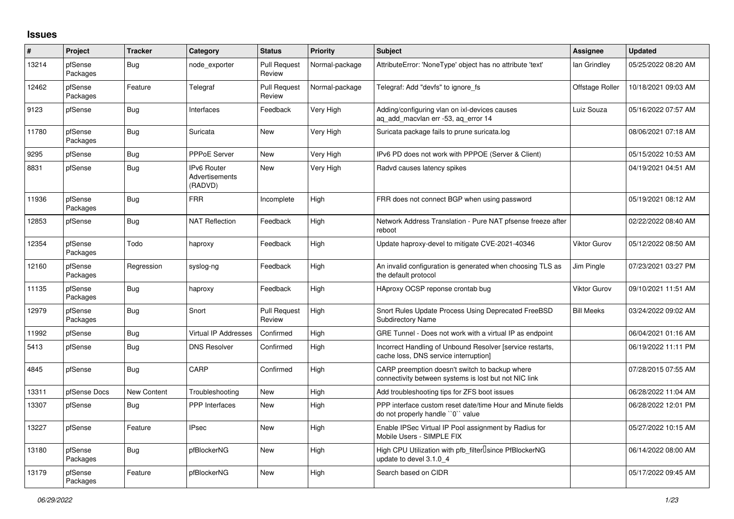# Issues

| # | Project | Tracker | Category | Status | Priority | Subject | Assignee | Updated |
|---|---|---|---|---|---|---|---|---|
| 13214 | pfSense Packages | Bug | node_exporter | Pull Request Review | Normal-package | AttributeError: 'NoneType' object has no attribute 'text' | Ian Grindley | 05/25/2022 08:20 AM |
| 12462 | pfSense Packages | Feature | Telegraf | Pull Request Review | Normal-package | Telegraf: Add "devfs" to ignore_fs | Offstage Roller | 10/18/2021 09:03 AM |
| 9123 | pfSense | Bug | Interfaces | Feedback | Very High | Adding/configuring vlan on ixl-devices causes aq_add_macvlan err -53, aq_error 14 | Luiz Souza | 05/16/2022 07:57 AM |
| 11780 | pfSense Packages | Bug | Suricata | New | Very High | Suricata package fails to prune suricata.log | | 08/06/2021 07:18 AM |
| 9295 | pfSense | Bug | PPPoE Server | New | Very High | IPv6 PD does not work with PPPOE (Server & Client) | | 05/15/2022 10:53 AM |
| 8831 | pfSense | Bug | IPv6 Router Advertisements (RADVD) | New | Very High | Radvd causes latency spikes | | 04/19/2021 04:51 AM |
| 11936 | pfSense Packages | Bug | FRR | Incomplete | High | FRR does not connect BGP when using password | | 05/19/2021 08:12 AM |
| 12853 | pfSense | Bug | NAT Reflection | Feedback | High | Network Address Translation - Pure NAT pfsense freeze after reboot | | 02/22/2022 08:40 AM |
| 12354 | pfSense Packages | Todo | haproxy | Feedback | High | Update haproxy-devel to mitigate CVE-2021-40346 | Viktor Gurov | 05/12/2022 08:50 AM |
| 12160 | pfSense Packages | Regression | syslog-ng | Feedback | High | An invalid configuration is generated when choosing TLS as the default protocol | Jim Pingle | 07/23/2021 03:27 PM |
| 11135 | pfSense Packages | Bug | haproxy | Feedback | High | HAproxy OCSP reponse crontab bug | Viktor Gurov | 09/10/2021 11:51 AM |
| 12979 | pfSense Packages | Bug | Snort | Pull Request Review | High | Snort Rules Update Process Using Deprecated FreeBSD Subdirectory Name | Bill Meeks | 03/24/2022 09:02 AM |
| 11992 | pfSense | Bug | Virtual IP Addresses | Confirmed | High | GRE Tunnel - Does not work with a virtual IP as endpoint | | 06/04/2021 01:16 AM |
| 5413 | pfSense | Bug | DNS Resolver | Confirmed | High | Incorrect Handling of Unbound Resolver [service restarts, cache loss, DNS service interruption] | | 06/19/2022 11:11 PM |
| 4845 | pfSense | Bug | CARP | Confirmed | High | CARP preemption doesn't switch to backup where connectivity between systems is lost but not NIC link | | 07/28/2015 07:55 AM |
| 13311 | pfSense Docs | New Content | Troubleshooting | New | High | Add troubleshooting tips for ZFS boot issues | | 06/28/2022 11:04 AM |
| 13307 | pfSense | Bug | PPP Interfaces | New | High | PPP interface custom reset date/time Hour and Minute fields do not properly handle ``0`` value | | 06/28/2022 12:01 PM |
| 13227 | pfSense | Feature | IPsec | New | High | Enable IPSec Virtual IP Pool assignment by Radius for Mobile Users - SIMPLE FIX | | 05/27/2022 10:15 AM |
| 13180 | pfSense Packages | Bug | pfBlockerNG | New | High | High CPU Utilization with pfb_filter since PfBlockerNG update to devel 3.1.0_4 | | 06/14/2022 08:00 AM |
| 13179 | pfSense Packages | Feature | pfBlockerNG | New | High | Search based on CIDR | | 05/17/2022 09:45 AM |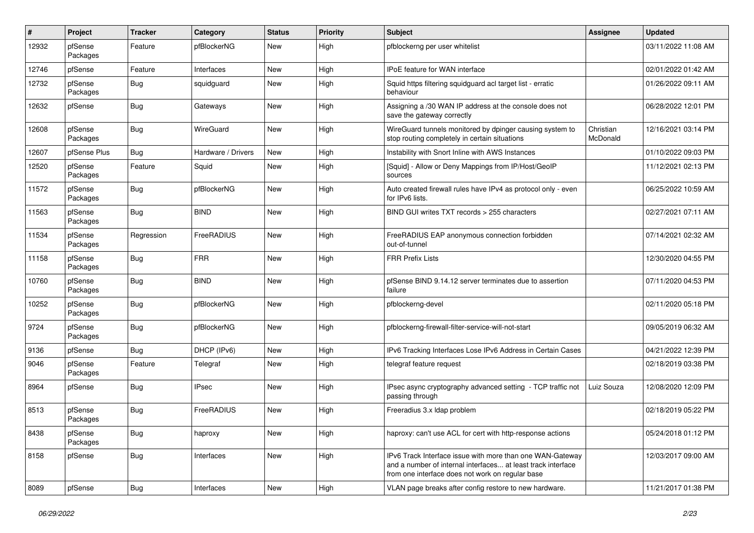| # | Project | Tracker | Category | Status | Priority | Subject | Assignee | Updated |
| --- | --- | --- | --- | --- | --- | --- | --- | --- |
| 12932 | pfSense Packages | Feature | pfBlockerNG | New | High | pfblockerng per user whitelist | | 03/11/2022 11:08 AM |
| 12746 | pfSense | Feature | Interfaces | New | High | IPoE feature for WAN interface | | 02/01/2022 01:42 AM |
| 12732 | pfSense Packages | Bug | squidguard | New | High | Squid https filtering squidguard acl target list - erratic behaviour | | 01/26/2022 09:11 AM |
| 12632 | pfSense | Bug | Gateways | New | High | Assigning a /30 WAN IP address at the console does not save the gateway correctly | | 06/28/2022 12:01 PM |
| 12608 | pfSense Packages | Bug | WireGuard | New | High | WireGuard tunnels monitored by dpinger causing system to stop routing completely in certain situations | Christian McDonald | 12/16/2021 03:14 PM |
| 12607 | pfSense Plus | Bug | Hardware / Drivers | New | High | Instability with Snort Inline with AWS Instances | | 01/10/2022 09:03 PM |
| 12520 | pfSense Packages | Feature | Squid | New | High | [Squid] - Allow or Deny Mappings from IP/Host/GeoIP sources | | 11/12/2021 02:13 PM |
| 11572 | pfSense Packages | Bug | pfBlockerNG | New | High | Auto created firewall rules have IPv4 as protocol only - even for IPv6 lists. | | 06/25/2022 10:59 AM |
| 11563 | pfSense Packages | Bug | BIND | New | High | BIND GUI writes TXT records > 255 characters | | 02/27/2021 07:11 AM |
| 11534 | pfSense Packages | Regression | FreeRADIUS | New | High | FreeRADIUS EAP anonymous connection forbidden out-of-tunnel | | 07/14/2021 02:32 AM |
| 11158 | pfSense Packages | Bug | FRR | New | High | FRR Prefix Lists | | 12/30/2020 04:55 PM |
| 10760 | pfSense Packages | Bug | BIND | New | High | pfSense BIND 9.14.12 server terminates due to assertion failure | | 07/11/2020 04:53 PM |
| 10252 | pfSense Packages | Bug | pfBlockerNG | New | High | pfblockerng-devel | | 02/11/2020 05:18 PM |
| 9724 | pfSense Packages | Bug | pfBlockerNG | New | High | pfblockerng-firewall-filter-service-will-not-start | | 09/05/2019 06:32 AM |
| 9136 | pfSense | Bug | DHCP (IPv6) | New | High | IPv6 Tracking Interfaces Lose IPv6 Address in Certain Cases | | 04/21/2022 12:39 PM |
| 9046 | pfSense Packages | Feature | Telegraf | New | High | telegraf feature request | | 02/18/2019 03:38 PM |
| 8964 | pfSense | Bug | IPsec | New | High | IPsec async cryptography advanced setting - TCP traffic not passing through | Luiz Souza | 12/08/2020 12:09 PM |
| 8513 | pfSense Packages | Bug | FreeRADIUS | New | High | Freeradius 3.x ldap problem | | 02/18/2019 05:22 PM |
| 8438 | pfSense Packages | Bug | haproxy | New | High | haproxy: can't use ACL for cert with http-response actions | | 05/24/2018 01:12 PM |
| 8158 | pfSense | Bug | Interfaces | New | High | IPv6 Track Interface issue with more than one WAN-Gateway and a number of internal interfaces... at least track interface from one interface does not work on regular base | | 12/03/2017 09:00 AM |
| 8089 | pfSense | Bug | Interfaces | New | High | VLAN page breaks after config restore to new hardware. | | 11/21/2017 01:38 PM |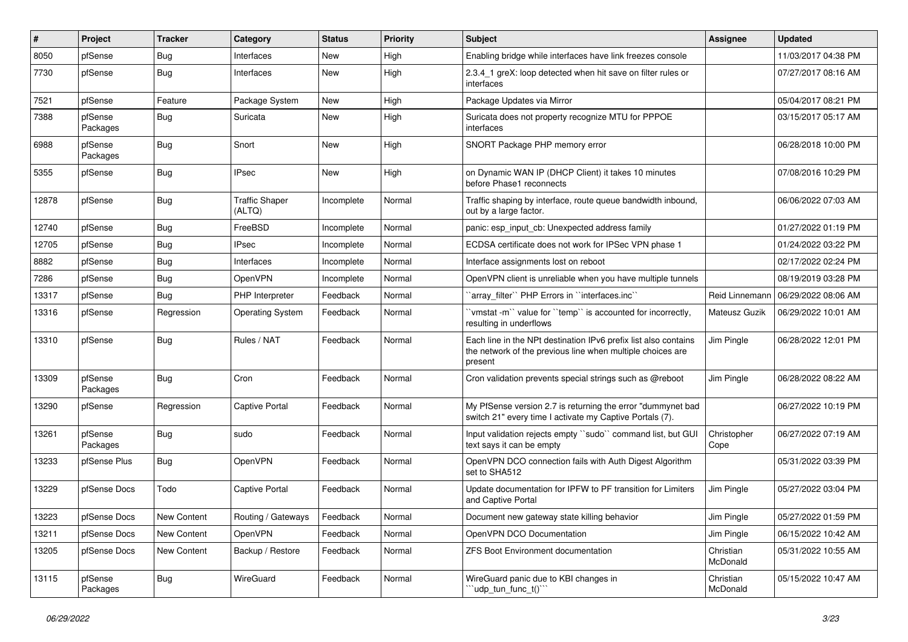| # | Project | Tracker | Category | Status | Priority | Subject | Assignee | Updated |
|---|---|---|---|---|---|---|---|---|
| 8050 | pfSense | Bug | Interfaces | New | High | Enabling bridge while interfaces have link freezes console | | 11/03/2017 04:38 PM |
| 7730 | pfSense | Bug | Interfaces | New | High | 2.3.4_1 greX: loop detected when hit save on filter rules or interfaces | | 07/27/2017 08:16 AM |
| 7521 | pfSense | Feature | Package System | New | High | Package Updates via Mirror | | 05/04/2017 08:21 PM |
| 7388 | pfSense Packages | Bug | Suricata | New | High | Suricata does not property recognize MTU for PPPOE interfaces | | 03/15/2017 05:17 AM |
| 6988 | pfSense Packages | Bug | Snort | New | High | SNORT Package PHP memory error | | 06/28/2018 10:00 PM |
| 5355 | pfSense | Bug | IPsec | New | High | on Dynamic WAN IP (DHCP Client) it takes 10 minutes before Phase1 reconnects | | 07/08/2016 10:29 PM |
| 12878 | pfSense | Bug | Traffic Shaper (ALTQ) | Incomplete | Normal | Traffic shaping by interface, route queue bandwidth inbound, out by a large factor. | | 06/06/2022 07:03 AM |
| 12740 | pfSense | Bug | FreeBSD | Incomplete | Normal | panic: esp_input_cb: Unexpected address family | | 01/27/2022 01:19 PM |
| 12705 | pfSense | Bug | IPsec | Incomplete | Normal | ECDSA certificate does not work for IPSec VPN phase 1 | | 01/24/2022 03:22 PM |
| 8882 | pfSense | Bug | Interfaces | Incomplete | Normal | Interface assignments lost on reboot | | 02/17/2022 02:24 PM |
| 7286 | pfSense | Bug | OpenVPN | Incomplete | Normal | OpenVPN client is unreliable when you have multiple tunnels | | 08/19/2019 03:28 PM |
| 13317 | pfSense | Bug | PHP Interpreter | Feedback | Normal | ``array_filter`` PHP Errors in ``interfaces.inc`` | Reid Linnemann | 06/29/2022 08:06 AM |
| 13316 | pfSense | Regression | Operating System | Feedback | Normal | ``vmstat -m`` value for ``temp`` is accounted for incorrectly, resulting in underflows | Mateusz Guzik | 06/29/2022 10:01 AM |
| 13310 | pfSense | Bug | Rules / NAT | Feedback | Normal | Each line in the NPt destination IPv6 prefix list also contains the network of the previous line when multiple choices are present | Jim Pingle | 06/28/2022 12:01 PM |
| 13309 | pfSense Packages | Bug | Cron | Feedback | Normal | Cron validation prevents special strings such as @reboot | Jim Pingle | 06/28/2022 08:22 AM |
| 13290 | pfSense | Regression | Captive Portal | Feedback | Normal | My PfSense version 2.7 is returning the error "dummynet bad switch 21" every time I activate my Captive Portals (7). | | 06/27/2022 10:19 PM |
| 13261 | pfSense Packages | Bug | sudo | Feedback | Normal | Input validation rejects empty ``sudo`` command list, but GUI text says it can be empty | Christopher Cope | 06/27/2022 07:19 AM |
| 13233 | pfSense Plus | Bug | OpenVPN | Feedback | Normal | OpenVPN DCO connection fails with Auth Digest Algorithm set to SHA512 | | 05/31/2022 03:39 PM |
| 13229 | pfSense Docs | Todo | Captive Portal | Feedback | Normal | Update documentation for IPFW to PF transition for Limiters and Captive Portal | Jim Pingle | 05/27/2022 03:04 PM |
| 13223 | pfSense Docs | New Content | Routing / Gateways | Feedback | Normal | Document new gateway state killing behavior | Jim Pingle | 05/27/2022 01:59 PM |
| 13211 | pfSense Docs | New Content | OpenVPN | Feedback | Normal | OpenVPN DCO Documentation | Jim Pingle | 06/15/2022 10:42 AM |
| 13205 | pfSense Docs | New Content | Backup / Restore | Feedback | Normal | ZFS Boot Environment documentation | Christian McDonald | 05/31/2022 10:55 AM |
| 13115 | pfSense Packages | Bug | WireGuard | Feedback | Normal | WireGuard panic due to KBI changes in ```udp_tun_func_t()``` | Christian McDonald | 05/15/2022 10:47 AM |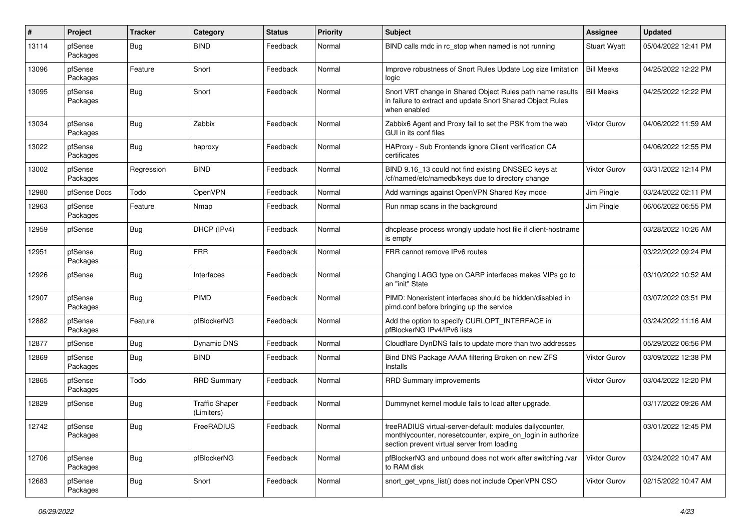| # | Project | Tracker | Category | Status | Priority | Subject | Assignee | Updated |
| --- | --- | --- | --- | --- | --- | --- | --- | --- |
| 13114 | pfSense Packages | Bug | BIND | Feedback | Normal | BIND calls rndc in rc_stop when named is not running | Stuart Wyatt | 05/04/2022 12:41 PM |
| 13096 | pfSense Packages | Feature | Snort | Feedback | Normal | Improve robustness of Snort Rules Update Log size limitation logic | Bill Meeks | 04/25/2022 12:22 PM |
| 13095 | pfSense Packages | Bug | Snort | Feedback | Normal | Snort VRT change in Shared Object Rules path name results in failure to extract and update Snort Shared Object Rules when enabled | Bill Meeks | 04/25/2022 12:22 PM |
| 13034 | pfSense Packages | Bug | Zabbix | Feedback | Normal | Zabbix6 Agent and Proxy fail to set the PSK from the web GUI in its conf files | Viktor Gurov | 04/06/2022 11:59 AM |
| 13022 | pfSense Packages | Bug | haproxy | Feedback | Normal | HAProxy - Sub Frontends ignore Client verification CA certificates | | 04/06/2022 12:55 PM |
| 13002 | pfSense Packages | Regression | BIND | Feedback | Normal | BIND 9.16_13 could not find existing DNSSEC keys at /cf/named/etc/namedb/keys due to directory change | Viktor Gurov | 03/31/2022 12:14 PM |
| 12980 | pfSense Docs | Todo | OpenVPN | Feedback | Normal | Add warnings against OpenVPN Shared Key mode | Jim Pingle | 03/24/2022 02:11 PM |
| 12963 | pfSense Packages | Feature | Nmap | Feedback | Normal | Run nmap scans in the background | Jim Pingle | 06/06/2022 06:55 PM |
| 12959 | pfSense | Bug | DHCP (IPv4) | Feedback | Normal | dhcplease process wrongly update host file if client-hostname is empty | | 03/28/2022 10:26 AM |
| 12951 | pfSense Packages | Bug | FRR | Feedback | Normal | FRR cannot remove IPv6 routes | | 03/22/2022 09:24 PM |
| 12926 | pfSense | Bug | Interfaces | Feedback | Normal | Changing LAGG type on CARP interfaces makes VIPs go to an "init" State | | 03/10/2022 10:52 AM |
| 12907 | pfSense Packages | Bug | PIMD | Feedback | Normal | PIMD: Nonexistent interfaces should be hidden/disabled in pimd.conf before bringing up the service | | 03/07/2022 03:51 PM |
| 12882 | pfSense Packages | Feature | pfBlockerNG | Feedback | Normal | Add the option to specify CURLOPT_INTERFACE in pfBlockerNG IPv4/IPv6 lists | | 03/24/2022 11:16 AM |
| 12877 | pfSense | Bug | Dynamic DNS | Feedback | Normal | Cloudflare DynDNS fails to update more than two addresses | | 05/29/2022 06:56 PM |
| 12869 | pfSense Packages | Bug | BIND | Feedback | Normal | Bind DNS Package AAAA filtering Broken on new ZFS Installs | Viktor Gurov | 03/09/2022 12:38 PM |
| 12865 | pfSense Packages | Todo | RRD Summary | Feedback | Normal | RRD Summary improvements | Viktor Gurov | 03/04/2022 12:20 PM |
| 12829 | pfSense | Bug | Traffic Shaper (Limiters) | Feedback | Normal | Dummynet kernel module fails to load after upgrade. | | 03/17/2022 09:26 AM |
| 12742 | pfSense Packages | Bug | FreeRADIUS | Feedback | Normal | freeRADIUS virtual-server-default: modules dailycounter, monthlycounter, noresetcounter, expire_on_login in authorize section prevent virtual server from loading | | 03/01/2022 12:45 PM |
| 12706 | pfSense Packages | Bug | pfBlockerNG | Feedback | Normal | pfBlockerNG and unbound does not work after switching /var to RAM disk | Viktor Gurov | 03/24/2022 10:47 AM |
| 12683 | pfSense Packages | Bug | Snort | Feedback | Normal | snort_get_vpns_list() does not include OpenVPN CSO | Viktor Gurov | 02/15/2022 10:47 AM |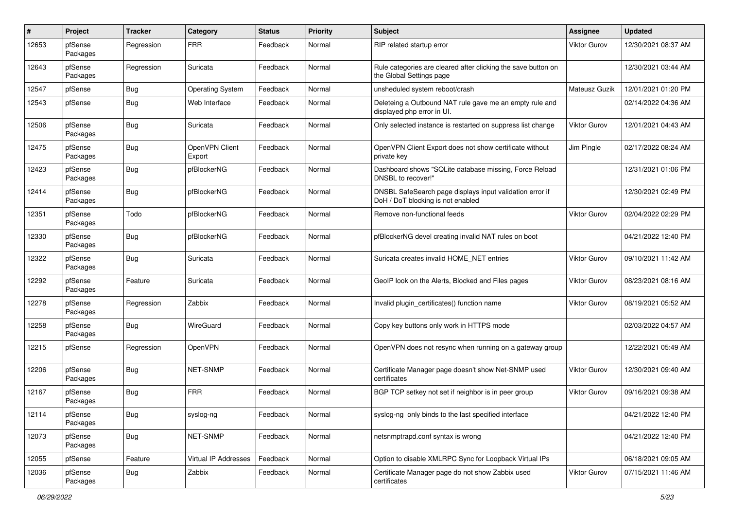| # | Project | Tracker | Category | Status | Priority | Subject | Assignee | Updated |
|---|---|---|---|---|---|---|---|---|
| 12653 | pfSense Packages | Regression | FRR | Feedback | Normal | RIP related startup error | Viktor Gurov | 12/30/2021 08:37 AM |
| 12643 | pfSense Packages | Regression | Suricata | Feedback | Normal | Rule categories are cleared after clicking the save button on the Global Settings page | | 12/30/2021 03:44 AM |
| 12547 | pfSense | Bug | Operating System | Feedback | Normal | unsheduled system reboot/crash | Mateusz Guzik | 12/01/2021 01:20 PM |
| 12543 | pfSense | Bug | Web Interface | Feedback | Normal | Deleteing a Outbound NAT rule gave me an empty rule and displayed php error in UI. | | 02/14/2022 04:36 AM |
| 12506 | pfSense Packages | Bug | Suricata | Feedback | Normal | Only selected instance is restarted on suppress list change | Viktor Gurov | 12/01/2021 04:43 AM |
| 12475 | pfSense Packages | Bug | OpenVPN Client Export | Feedback | Normal | OpenVPN Client Export does not show certificate without private key | Jim Pingle | 02/17/2022 08:24 AM |
| 12423 | pfSense Packages | Bug | pfBlockerNG | Feedback | Normal | Dashboard shows "SQLite database missing, Force Reload DNSBL to recover!" | | 12/31/2021 01:06 PM |
| 12414 | pfSense Packages | Bug | pfBlockerNG | Feedback | Normal | DNSBL SafeSearch page displays input validation error if DoH / DoT blocking is not enabled | | 12/30/2021 02:49 PM |
| 12351 | pfSense Packages | Todo | pfBlockerNG | Feedback | Normal | Remove non-functional feeds | Viktor Gurov | 02/04/2022 02:29 PM |
| 12330 | pfSense Packages | Bug | pfBlockerNG | Feedback | Normal | pfBlockerNG devel creating invalid NAT rules on boot | | 04/21/2022 12:40 PM |
| 12322 | pfSense Packages | Bug | Suricata | Feedback | Normal | Suricata creates invalid HOME_NET entries | Viktor Gurov | 09/10/2021 11:42 AM |
| 12292 | pfSense Packages | Feature | Suricata | Feedback | Normal | GeoIP look on the Alerts, Blocked and Files pages | Viktor Gurov | 08/23/2021 08:16 AM |
| 12278 | pfSense Packages | Regression | Zabbix | Feedback | Normal | Invalid plugin_certificates() function name | Viktor Gurov | 08/19/2021 05:52 AM |
| 12258 | pfSense Packages | Bug | WireGuard | Feedback | Normal | Copy key buttons only work in HTTPS mode | | 02/03/2022 04:57 AM |
| 12215 | pfSense | Regression | OpenVPN | Feedback | Normal | OpenVPN does not resync when running on a gateway group | | 12/22/2021 05:49 AM |
| 12206 | pfSense Packages | Bug | NET-SNMP | Feedback | Normal | Certificate Manager page doesn't show Net-SNMP used certificates | Viktor Gurov | 12/30/2021 09:40 AM |
| 12167 | pfSense Packages | Bug | FRR | Feedback | Normal | BGP TCP setkey not set if neighbor is in peer group | Viktor Gurov | 09/16/2021 09:38 AM |
| 12114 | pfSense Packages | Bug | syslog-ng | Feedback | Normal | syslog-ng only binds to the last specified interface | | 04/21/2022 12:40 PM |
| 12073 | pfSense Packages | Bug | NET-SNMP | Feedback | Normal | netsnmptrapd.conf syntax is wrong | | 04/21/2022 12:40 PM |
| 12055 | pfSense | Feature | Virtual IP Addresses | Feedback | Normal | Option to disable XMLRPC Sync for Loopback Virtual IPs | | 06/18/2021 09:05 AM |
| 12036 | pfSense Packages | Bug | Zabbix | Feedback | Normal | Certificate Manager page do not show Zabbix used certificates | Viktor Gurov | 07/15/2021 11:46 AM |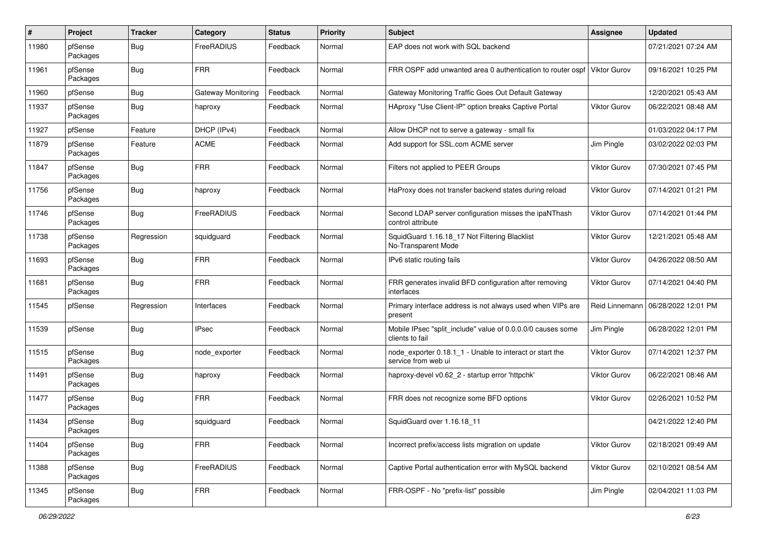| # | Project | Tracker | Category | Status | Priority | Subject | Assignee | Updated |
|---|---|---|---|---|---|---|---|---|
| 11980 | pfSense Packages | Bug | FreeRADIUS | Feedback | Normal | EAP does not work with SQL backend | | 07/21/2021 07:24 AM |
| 11961 | pfSense Packages | Bug | FRR | Feedback | Normal | FRR OSPF add unwanted area 0 authentication to router ospf | Viktor Gurov | 09/16/2021 10:25 PM |
| 11960 | pfSense | Bug | Gateway Monitoring | Feedback | Normal | Gateway Monitoring Traffic Goes Out Default Gateway | | 12/20/2021 05:43 AM |
| 11937 | pfSense Packages | Bug | haproxy | Feedback | Normal | HAproxy "Use Client-IP" option breaks Captive Portal | Viktor Gurov | 06/22/2021 08:48 AM |
| 11927 | pfSense | Feature | DHCP (IPv4) | Feedback | Normal | Allow DHCP not to serve a gateway - small fix | | 01/03/2022 04:17 PM |
| 11879 | pfSense Packages | Feature | ACME | Feedback | Normal | Add support for SSL.com ACME server | Jim Pingle | 03/02/2022 02:03 PM |
| 11847 | pfSense Packages | Bug | FRR | Feedback | Normal | Filters not applied to PEER Groups | Viktor Gurov | 07/30/2021 07:45 PM |
| 11756 | pfSense Packages | Bug | haproxy | Feedback | Normal | HaProxy does not transfer backend states during reload | Viktor Gurov | 07/14/2021 01:21 PM |
| 11746 | pfSense Packages | Bug | FreeRADIUS | Feedback | Normal | Second LDAP server configuration misses the ipaNThash control attribute | Viktor Gurov | 07/14/2021 01:44 PM |
| 11738 | pfSense Packages | Regression | squidguard | Feedback | Normal | SquidGuard 1.16.18_17 Not Filtering Blacklist No-Transparent Mode | Viktor Gurov | 12/21/2021 05:48 AM |
| 11693 | pfSense Packages | Bug | FRR | Feedback | Normal | IPv6 static routing fails | Viktor Gurov | 04/26/2022 08:50 AM |
| 11681 | pfSense Packages | Bug | FRR | Feedback | Normal | FRR generates invalid BFD configuration after removing interfaces | Viktor Gurov | 07/14/2021 04:40 PM |
| 11545 | pfSense | Regression | Interfaces | Feedback | Normal | Primary interface address is not always used when VIPs are present | Reid Linnemann | 06/28/2022 12:01 PM |
| 11539 | pfSense | Bug | IPsec | Feedback | Normal | Mobile IPsec "split_include" value of 0.0.0.0/0 causes some clients to fail | Jim Pingle | 06/28/2022 12:01 PM |
| 11515 | pfSense Packages | Bug | node_exporter | Feedback | Normal | node_exporter 0.18.1_1 - Unable to interact or start the service from web ui | Viktor Gurov | 07/14/2021 12:37 PM |
| 11491 | pfSense Packages | Bug | haproxy | Feedback | Normal | haproxy-devel v0.62_2 - startup error 'httpchk' | Viktor Gurov | 06/22/2021 08:46 AM |
| 11477 | pfSense Packages | Bug | FRR | Feedback | Normal | FRR does not recognize some BFD options | Viktor Gurov | 02/26/2021 10:52 PM |
| 11434 | pfSense Packages | Bug | squidguard | Feedback | Normal | SquidGuard over 1.16.18_11 | | 04/21/2022 12:40 PM |
| 11404 | pfSense Packages | Bug | FRR | Feedback | Normal | Incorrect prefix/access lists migration on update | Viktor Gurov | 02/18/2021 09:49 AM |
| 11388 | pfSense Packages | Bug | FreeRADIUS | Feedback | Normal | Captive Portal authentication error with MySQL backend | Viktor Gurov | 02/10/2021 08:54 AM |
| 11345 | pfSense Packages | Bug | FRR | Feedback | Normal | FRR-OSPF - No "prefix-list" possible | Jim Pingle | 02/04/2021 11:03 PM |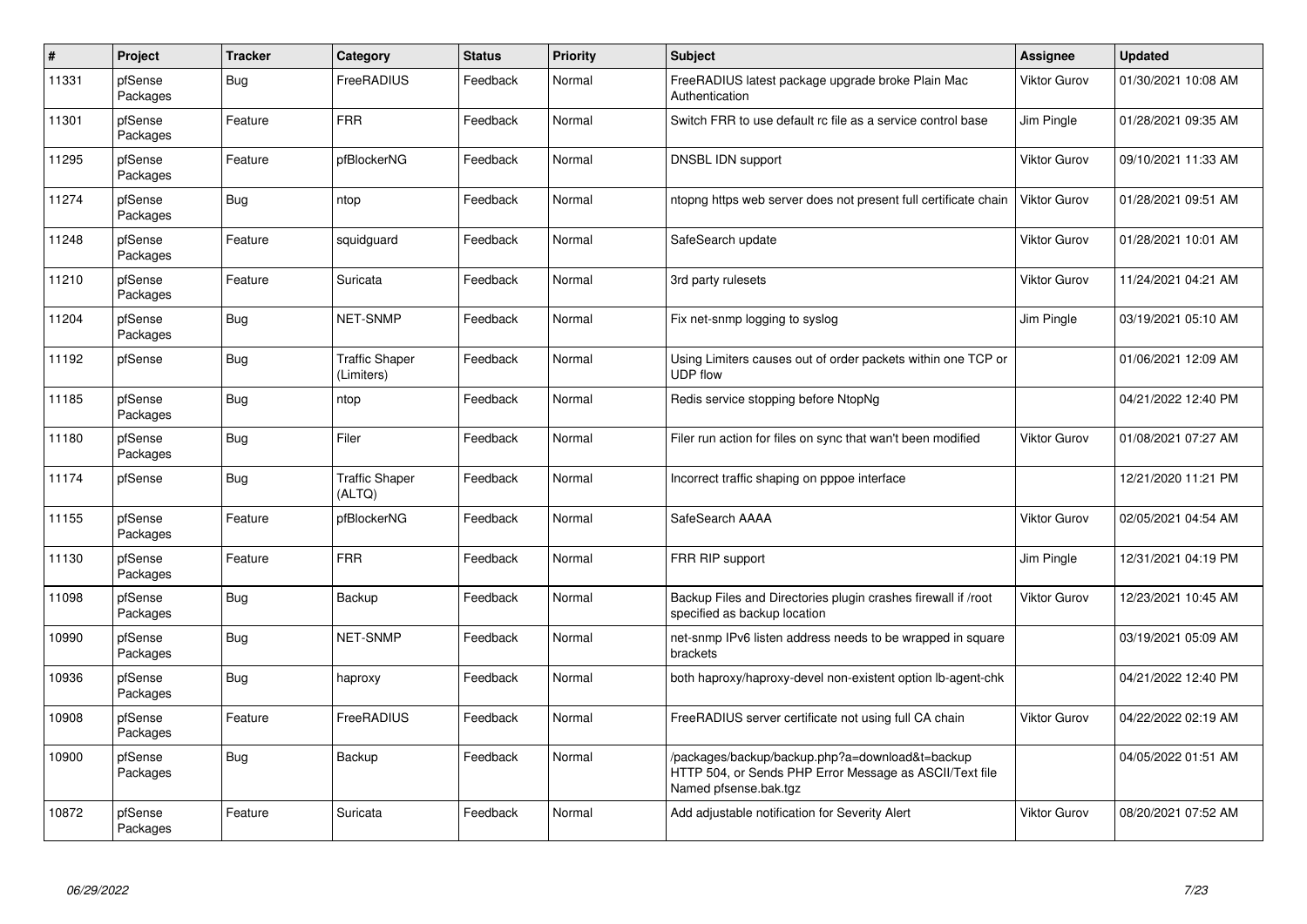| # | Project | Tracker | Category | Status | Priority | Subject | Assignee | Updated |
|---|---|---|---|---|---|---|---|---|
| 11331 | pfSense Packages | Bug | FreeRADIUS | Feedback | Normal | FreeRADIUS latest package upgrade broke Plain Mac Authentication | Viktor Gurov | 01/30/2021 10:08 AM |
| 11301 | pfSense Packages | Feature | FRR | Feedback | Normal | Switch FRR to use default rc file as a service control base | Jim Pingle | 01/28/2021 09:35 AM |
| 11295 | pfSense Packages | Feature | pfBlockerNG | Feedback | Normal | DNSBL IDN support | Viktor Gurov | 09/10/2021 11:33 AM |
| 11274 | pfSense Packages | Bug | ntop | Feedback | Normal | ntopng https web server does not present full certificate chain | Viktor Gurov | 01/28/2021 09:51 AM |
| 11248 | pfSense Packages | Feature | squidguard | Feedback | Normal | SafeSearch update | Viktor Gurov | 01/28/2021 10:01 AM |
| 11210 | pfSense Packages | Feature | Suricata | Feedback | Normal | 3rd party rulesets | Viktor Gurov | 11/24/2021 04:21 AM |
| 11204 | pfSense Packages | Bug | NET-SNMP | Feedback | Normal | Fix net-snmp logging to syslog | Jim Pingle | 03/19/2021 05:10 AM |
| 11192 | pfSense | Bug | Traffic Shaper (Limiters) | Feedback | Normal | Using Limiters causes out of order packets within one TCP or UDP flow | | 01/06/2021 12:09 AM |
| 11185 | pfSense Packages | Bug | ntop | Feedback | Normal | Redis service stopping before NtopNg | | 04/21/2022 12:40 PM |
| 11180 | pfSense Packages | Bug | Filer | Feedback | Normal | Filer run action for files on sync that wan't been modified | Viktor Gurov | 01/08/2021 07:27 AM |
| 11174 | pfSense | Bug | Traffic Shaper (ALTQ) | Feedback | Normal | Incorrect traffic shaping on pppoe interface | | 12/21/2020 11:21 PM |
| 11155 | pfSense Packages | Feature | pfBlockerNG | Feedback | Normal | SafeSearch AAAA | Viktor Gurov | 02/05/2021 04:54 AM |
| 11130 | pfSense Packages | Feature | FRR | Feedback | Normal | FRR RIP support | Jim Pingle | 12/31/2021 04:19 PM |
| 11098 | pfSense Packages | Bug | Backup | Feedback | Normal | Backup Files and Directories plugin crashes firewall if /root specified as backup location | Viktor Gurov | 12/23/2021 10:45 AM |
| 10990 | pfSense Packages | Bug | NET-SNMP | Feedback | Normal | net-snmp IPv6 listen address needs to be wrapped in square brackets | | 03/19/2021 05:09 AM |
| 10936 | pfSense Packages | Bug | haproxy | Feedback | Normal | both haproxy/haproxy-devel non-existent option lb-agent-chk | | 04/21/2022 12:40 PM |
| 10908 | pfSense Packages | Feature | FreeRADIUS | Feedback | Normal | FreeRADIUS server certificate not using full CA chain | Viktor Gurov | 04/22/2022 02:19 AM |
| 10900 | pfSense Packages | Bug | Backup | Feedback | Normal | /packages/backup/backup.php?a=download&t=backup HTTP 504, or Sends PHP Error Message as ASCII/Text file Named pfsense.bak.tgz | | 04/05/2022 01:51 AM |
| 10872 | pfSense Packages | Feature | Suricata | Feedback | Normal | Add adjustable notification for Severity Alert | Viktor Gurov | 08/20/2021 07:52 AM |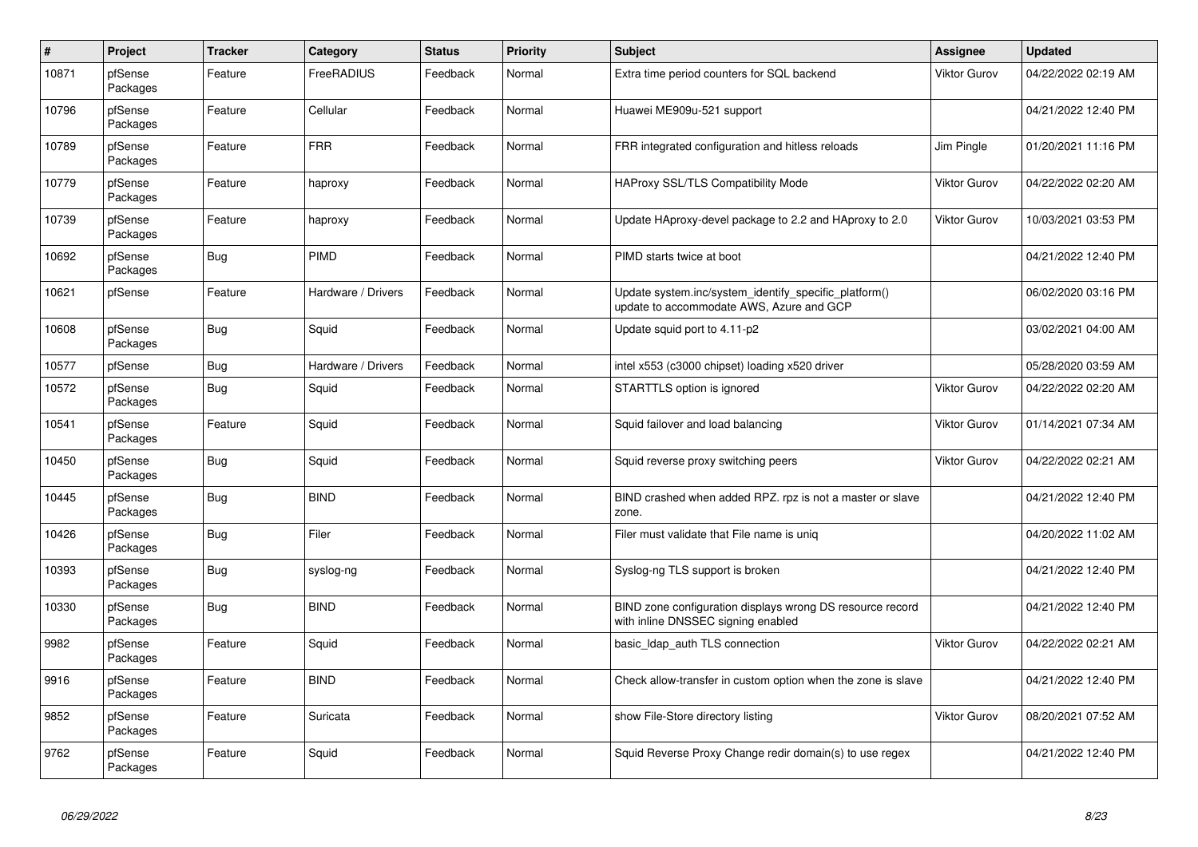| # | Project | Tracker | Category | Status | Priority | Subject | Assignee | Updated |
|---|---|---|---|---|---|---|---|---|
| 10871 | pfSense Packages | Feature | FreeRADIUS | Feedback | Normal | Extra time period counters for SQL backend | Viktor Gurov | 04/22/2022 02:19 AM |
| 10796 | pfSense Packages | Feature | Cellular | Feedback | Normal | Huawei ME909u-521 support | | 04/21/2022 12:40 PM |
| 10789 | pfSense Packages | Feature | FRR | Feedback | Normal | FRR integrated configuration and hitless reloads | Jim Pingle | 01/20/2021 11:16 PM |
| 10779 | pfSense Packages | Feature | haproxy | Feedback | Normal | HAProxy SSL/TLS Compatibility Mode | Viktor Gurov | 04/22/2022 02:20 AM |
| 10739 | pfSense Packages | Feature | haproxy | Feedback | Normal | Update HAproxy-devel package to 2.2 and HAproxy to 2.0 | Viktor Gurov | 10/03/2021 03:53 PM |
| 10692 | pfSense Packages | Bug | PIMD | Feedback | Normal | PIMD starts twice at boot | | 04/21/2022 12:40 PM |
| 10621 | pfSense | Feature | Hardware / Drivers | Feedback | Normal | Update system.inc/system_identify_specific_platform() update to accommodate AWS, Azure and GCP | | 06/02/2020 03:16 PM |
| 10608 | pfSense Packages | Bug | Squid | Feedback | Normal | Update squid port to 4.11-p2 | | 03/02/2021 04:00 AM |
| 10577 | pfSense | Bug | Hardware / Drivers | Feedback | Normal | intel x553 (c3000 chipset) loading x520 driver | | 05/28/2020 03:59 AM |
| 10572 | pfSense Packages | Bug | Squid | Feedback | Normal | STARTTLS option is ignored | Viktor Gurov | 04/22/2022 02:20 AM |
| 10541 | pfSense Packages | Feature | Squid | Feedback | Normal | Squid failover and load balancing | Viktor Gurov | 01/14/2021 07:34 AM |
| 10450 | pfSense Packages | Bug | Squid | Feedback | Normal | Squid reverse proxy switching peers | Viktor Gurov | 04/22/2022 02:21 AM |
| 10445 | pfSense Packages | Bug | BIND | Feedback | Normal | BIND crashed when added RPZ. rpz is not a master or slave zone. | | 04/21/2022 12:40 PM |
| 10426 | pfSense Packages | Bug | Filer | Feedback | Normal | Filer must validate that File name is uniq | | 04/20/2022 11:02 AM |
| 10393 | pfSense Packages | Bug | syslog-ng | Feedback | Normal | Syslog-ng TLS support is broken | | 04/21/2022 12:40 PM |
| 10330 | pfSense Packages | Bug | BIND | Feedback | Normal | BIND zone configuration displays wrong DS resource record with inline DNSSEC signing enabled | | 04/21/2022 12:40 PM |
| 9982 | pfSense Packages | Feature | Squid | Feedback | Normal | basic_ldap_auth TLS connection | Viktor Gurov | 04/22/2022 02:21 AM |
| 9916 | pfSense Packages | Feature | BIND | Feedback | Normal | Check allow-transfer in custom option when the zone is slave | | 04/21/2022 12:40 PM |
| 9852 | pfSense Packages | Feature | Suricata | Feedback | Normal | show File-Store directory listing | Viktor Gurov | 08/20/2021 07:52 AM |
| 9762 | pfSense Packages | Feature | Squid | Feedback | Normal | Squid Reverse Proxy Change redir domain(s) to use regex | | 04/21/2022 12:40 PM |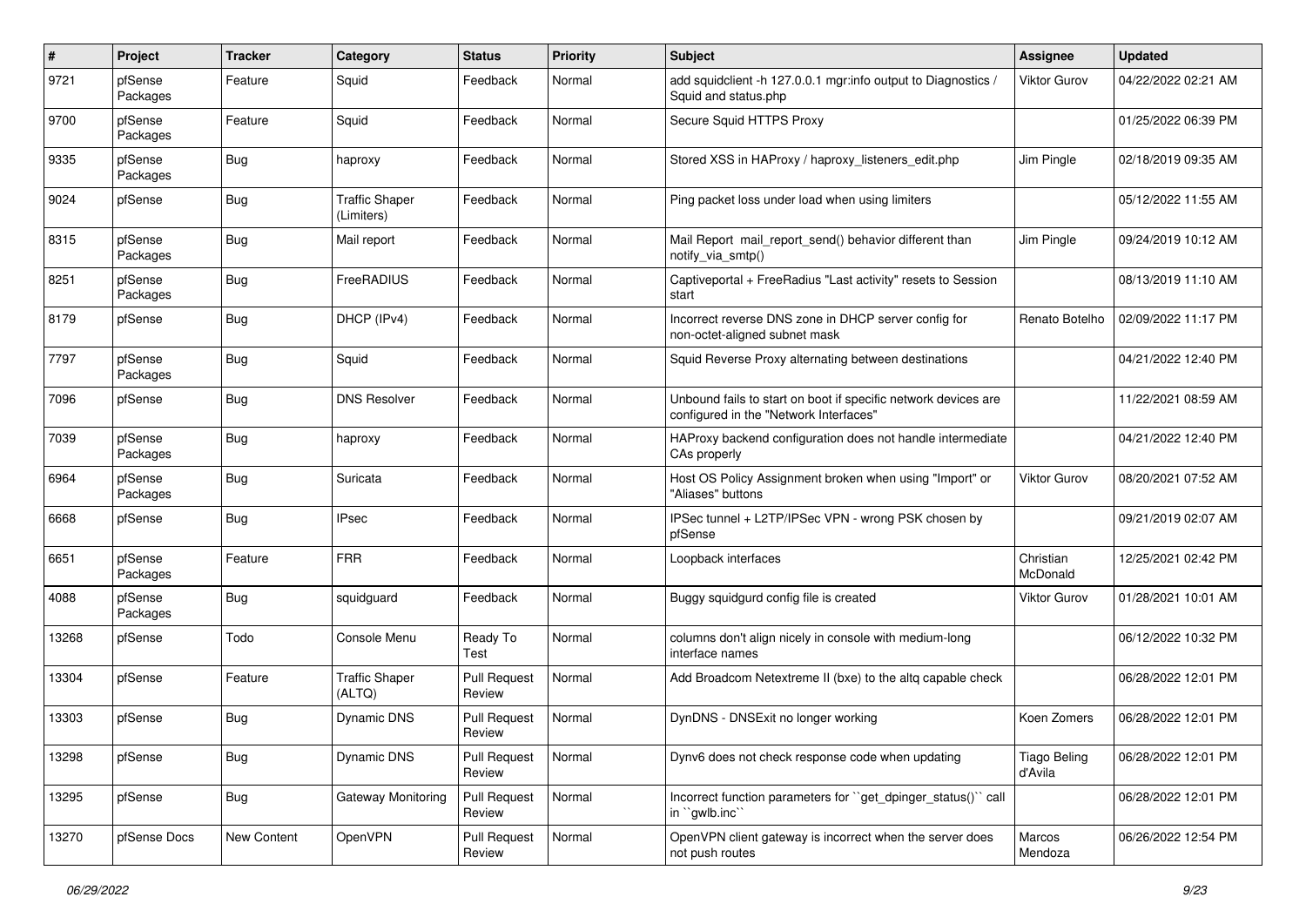| # | Project | Tracker | Category | Status | Priority | Subject | Assignee | Updated |
|---|---|---|---|---|---|---|---|---|
| 9721 | pfSense Packages | Feature | Squid | Feedback | Normal | add squidclient -h 127.0.0.1 mgr:info output to Diagnostics / Squid and status.php | Viktor Gurov | 04/22/2022 02:21 AM |
| 9700 | pfSense Packages | Feature | Squid | Feedback | Normal | Secure Squid HTTPS Proxy | | 01/25/2022 06:39 PM |
| 9335 | pfSense Packages | Bug | haproxy | Feedback | Normal | Stored XSS in HAProxy / haproxy_listeners_edit.php | Jim Pingle | 02/18/2019 09:35 AM |
| 9024 | pfSense | Bug | Traffic Shaper (Limiters) | Feedback | Normal | Ping packet loss under load when using limiters | | 05/12/2022 11:55 AM |
| 8315 | pfSense Packages | Bug | Mail report | Feedback | Normal | Mail Report mail_report_send() behavior different than notify_via_smtp() | Jim Pingle | 09/24/2019 10:12 AM |
| 8251 | pfSense Packages | Bug | FreeRADIUS | Feedback | Normal | Captiveportal + FreeRadius "Last activity" resets to Session start | | 08/13/2019 11:10 AM |
| 8179 | pfSense | Bug | DHCP (IPv4) | Feedback | Normal | Incorrect reverse DNS zone in DHCP server config for non-octet-aligned subnet mask | Renato Botelho | 02/09/2022 11:17 PM |
| 7797 | pfSense Packages | Bug | Squid | Feedback | Normal | Squid Reverse Proxy alternating between destinations | | 04/21/2022 12:40 PM |
| 7096 | pfSense | Bug | DNS Resolver | Feedback | Normal | Unbound fails to start on boot if specific network devices are configured in the "Network Interfaces" | | 11/22/2021 08:59 AM |
| 7039 | pfSense Packages | Bug | haproxy | Feedback | Normal | HAProxy backend configuration does not handle intermediate CAs properly | | 04/21/2022 12:40 PM |
| 6964 | pfSense Packages | Bug | Suricata | Feedback | Normal | Host OS Policy Assignment broken when using "Import" or "Aliases" buttons | Viktor Gurov | 08/20/2021 07:52 AM |
| 6668 | pfSense | Bug | IPsec | Feedback | Normal | IPSec tunnel + L2TP/IPSec VPN - wrong PSK chosen by pfSense | | 09/21/2019 02:07 AM |
| 6651 | pfSense Packages | Feature | FRR | Feedback | Normal | Loopback interfaces | Christian McDonald | 12/25/2021 02:42 PM |
| 4088 | pfSense Packages | Bug | squidguard | Feedback | Normal | Buggy squidgurd config file is created | Viktor Gurov | 01/28/2021 10:01 AM |
| 13268 | pfSense | Todo | Console Menu | Ready To Test | Normal | columns don't align nicely in console with medium-long interface names | | 06/12/2022 10:32 PM |
| 13304 | pfSense | Feature | Traffic Shaper (ALTQ) | Pull Request Review | Normal | Add Broadcom Netextreme II (bxe) to the altq capable check | | 06/28/2022 12:01 PM |
| 13303 | pfSense | Bug | Dynamic DNS | Pull Request Review | Normal | DynDNS - DNSExit no longer working | Koen Zomers | 06/28/2022 12:01 PM |
| 13298 | pfSense | Bug | Dynamic DNS | Pull Request Review | Normal | Dynv6 does not check response code when updating | Tiago Beling d'Avila | 06/28/2022 12:01 PM |
| 13295 | pfSense | Bug | Gateway Monitoring | Pull Request Review | Normal | Incorrect function parameters for ``get_dpinger_status()`` call in ``gwlb.inc`` | | 06/28/2022 12:01 PM |
| 13270 | pfSense Docs | New Content | OpenVPN | Pull Request Review | Normal | OpenVPN client gateway is incorrect when the server does not push routes | Marcos Mendoza | 06/26/2022 12:54 PM |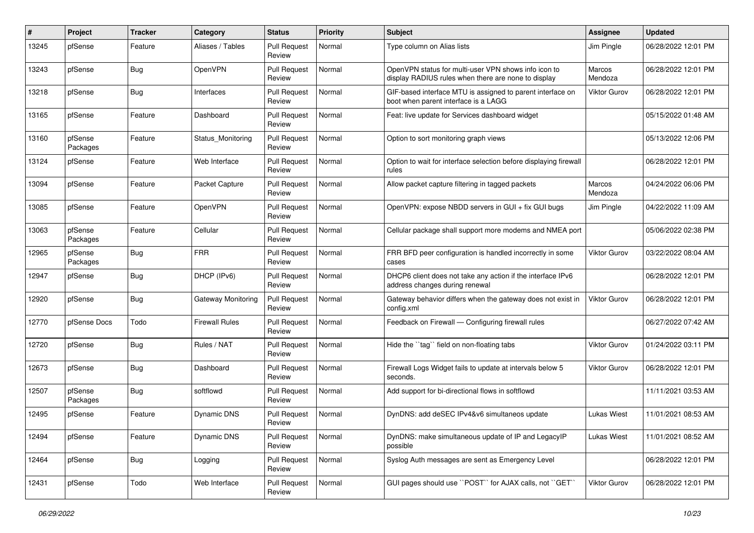| # | Project | Tracker | Category | Status | Priority | Subject | Assignee | Updated |
|---|---|---|---|---|---|---|---|---|
| 13245 | pfSense | Feature | Aliases / Tables | Pull Request Review | Normal | Type column on Alias lists | Jim Pingle | 06/28/2022 12:01 PM |
| 13243 | pfSense | Bug | OpenVPN | Pull Request Review | Normal | OpenVPN status for multi-user VPN shows info icon to display RADIUS rules when there are none to display | Marcos Mendoza | 06/28/2022 12:01 PM |
| 13218 | pfSense | Bug | Interfaces | Pull Request Review | Normal | GIF-based interface MTU is assigned to parent interface on boot when parent interface is a LAGG | Viktor Gurov | 06/28/2022 12:01 PM |
| 13165 | pfSense | Feature | Dashboard | Pull Request Review | Normal | Feat: live update for Services dashboard widget | | 05/15/2022 01:48 AM |
| 13160 | pfSense Packages | Feature | Status_Monitoring | Pull Request Review | Normal | Option to sort monitoring graph views | | 05/13/2022 12:06 PM |
| 13124 | pfSense | Feature | Web Interface | Pull Request Review | Normal | Option to wait for interface selection before displaying firewall rules | | 06/28/2022 12:01 PM |
| 13094 | pfSense | Feature | Packet Capture | Pull Request Review | Normal | Allow packet capture filtering in tagged packets | Marcos Mendoza | 04/24/2022 06:06 PM |
| 13085 | pfSense | Feature | OpenVPN | Pull Request Review | Normal | OpenVPN: expose NBDD servers in GUI + fix GUI bugs | Jim Pingle | 04/22/2022 11:09 AM |
| 13063 | pfSense Packages | Feature | Cellular | Pull Request Review | Normal | Cellular package shall support more modems and NMEA port | | 05/06/2022 02:38 PM |
| 12965 | pfSense Packages | Bug | FRR | Pull Request Review | Normal | FRR BFD peer configuration is handled incorrectly in some cases | Viktor Gurov | 03/22/2022 08:04 AM |
| 12947 | pfSense | Bug | DHCP (IPv6) | Pull Request Review | Normal | DHCP6 client does not take any action if the interface IPv6 address changes during renewal | | 06/28/2022 12:01 PM |
| 12920 | pfSense | Bug | Gateway Monitoring | Pull Request Review | Normal | Gateway behavior differs when the gateway does not exist in config.xml | Viktor Gurov | 06/28/2022 12:01 PM |
| 12770 | pfSense Docs | Todo | Firewall Rules | Pull Request Review | Normal | Feedback on Firewall — Configuring firewall rules | | 06/27/2022 07:42 AM |
| 12720 | pfSense | Bug | Rules / NAT | Pull Request Review | Normal | Hide the ``tag`` field on non-floating tabs | Viktor Gurov | 01/24/2022 03:11 PM |
| 12673 | pfSense | Bug | Dashboard | Pull Request Review | Normal | Firewall Logs Widget fails to update at intervals below 5 seconds. | Viktor Gurov | 06/28/2022 12:01 PM |
| 12507 | pfSense Packages | Bug | softflowd | Pull Request Review | Normal | Add support for bi-directional flows in softflowd | | 11/11/2021 03:53 AM |
| 12495 | pfSense | Feature | Dynamic DNS | Pull Request Review | Normal | DynDNS: add deSEC IPv4&v6 simultaneos update | Lukas Wiest | 11/01/2021 08:53 AM |
| 12494 | pfSense | Feature | Dynamic DNS | Pull Request Review | Normal | DynDNS: make simultaneous update of IP and LegacyIP possible | Lukas Wiest | 11/01/2021 08:52 AM |
| 12464 | pfSense | Bug | Logging | Pull Request Review | Normal | Syslog Auth messages are sent as Emergency Level | | 06/28/2022 12:01 PM |
| 12431 | pfSense | Todo | Web Interface | Pull Request Review | Normal | GUI pages should use ``POST`` for AJAX calls, not ``GET`` | Viktor Gurov | 06/28/2022 12:01 PM |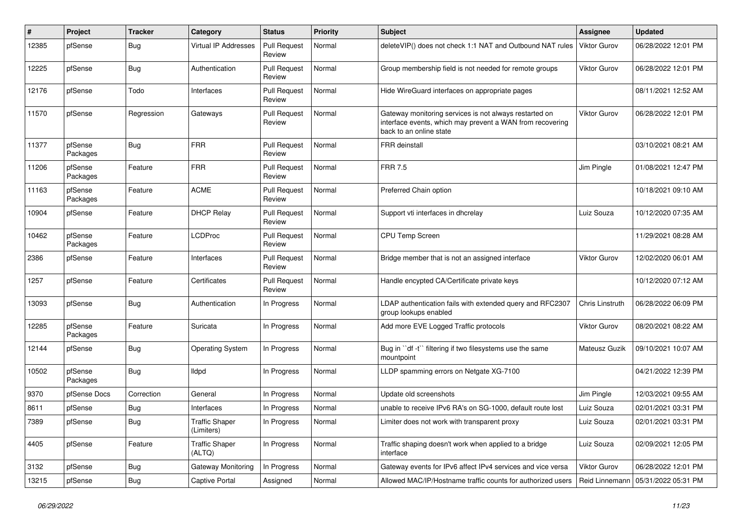| # | Project | Tracker | Category | Status | Priority | Subject | Assignee | Updated |
| --- | --- | --- | --- | --- | --- | --- | --- | --- |
| 12385 | pfSense | Bug | Virtual IP Addresses | Pull Request Review | Normal | deleteVIP() does not check 1:1 NAT and Outbound NAT rules | Viktor Gurov | 06/28/2022 12:01 PM |
| 12225 | pfSense | Bug | Authentication | Pull Request Review | Normal | Group membership field is not needed for remote groups | Viktor Gurov | 06/28/2022 12:01 PM |
| 12176 | pfSense | Todo | Interfaces | Pull Request Review | Normal | Hide WireGuard interfaces on appropriate pages | | 08/11/2021 12:52 AM |
| 11570 | pfSense | Regression | Gateways | Pull Request Review | Normal | Gateway monitoring services is not always restarted on interface events, which may prevent a WAN from recovering back to an online state | Viktor Gurov | 06/28/2022 12:01 PM |
| 11377 | pfSense Packages | Bug | FRR | Pull Request Review | Normal | FRR deinstall | | 03/10/2021 08:21 AM |
| 11206 | pfSense Packages | Feature | FRR | Pull Request Review | Normal | FRR 7.5 | Jim Pingle | 01/08/2021 12:47 PM |
| 11163 | pfSense Packages | Feature | ACME | Pull Request Review | Normal | Preferred Chain option | | 10/18/2021 09:10 AM |
| 10904 | pfSense | Feature | DHCP Relay | Pull Request Review | Normal | Support vti interfaces in dhcrelay | Luiz Souza | 10/12/2020 07:35 AM |
| 10462 | pfSense Packages | Feature | LCDProc | Pull Request Review | Normal | CPU Temp Screen | | 11/29/2021 08:28 AM |
| 2386 | pfSense | Feature | Interfaces | Pull Request Review | Normal | Bridge member that is not an assigned interface | Viktor Gurov | 12/02/2020 06:01 AM |
| 1257 | pfSense | Feature | Certificates | Pull Request Review | Normal | Handle encypted CA/Certificate private keys | | 10/12/2020 07:12 AM |
| 13093 | pfSense | Bug | Authentication | In Progress | Normal | LDAP authentication fails with extended query and RFC2307 group lookups enabled | Chris Linstruth | 06/28/2022 06:09 PM |
| 12285 | pfSense Packages | Feature | Suricata | In Progress | Normal | Add more EVE Logged Traffic protocols | Viktor Gurov | 08/20/2021 08:22 AM |
| 12144 | pfSense | Bug | Operating System | In Progress | Normal | Bug in ``df -t`` filtering if two filesystems use the same mountpoint | Mateusz Guzik | 09/10/2021 10:07 AM |
| 10502 | pfSense Packages | Bug | lldpd | In Progress | Normal | LLDP spamming errors on Netgate XG-7100 | | 04/21/2022 12:39 PM |
| 9370 | pfSense Docs | Correction | General | In Progress | Normal | Update old screenshots | Jim Pingle | 12/03/2021 09:55 AM |
| 8611 | pfSense | Bug | Interfaces | In Progress | Normal | unable to receive IPv6 RA's on SG-1000, default route lost | Luiz Souza | 02/01/2021 03:31 PM |
| 7389 | pfSense | Bug | Traffic Shaper (Limiters) | In Progress | Normal | Limiter does not work with transparent proxy | Luiz Souza | 02/01/2021 03:31 PM |
| 4405 | pfSense | Feature | Traffic Shaper (ALTQ) | In Progress | Normal | Traffic shaping doesn't work when applied to a bridge interface | Luiz Souza | 02/09/2021 12:05 PM |
| 3132 | pfSense | Bug | Gateway Monitoring | In Progress | Normal | Gateway events for IPv6 affect IPv4 services and vice versa | Viktor Gurov | 06/28/2022 12:01 PM |
| 13215 | pfSense | Bug | Captive Portal | Assigned | Normal | Allowed MAC/IP/Hostname traffic counts for authorized users | Reid Linnemann | 05/31/2022 05:31 PM |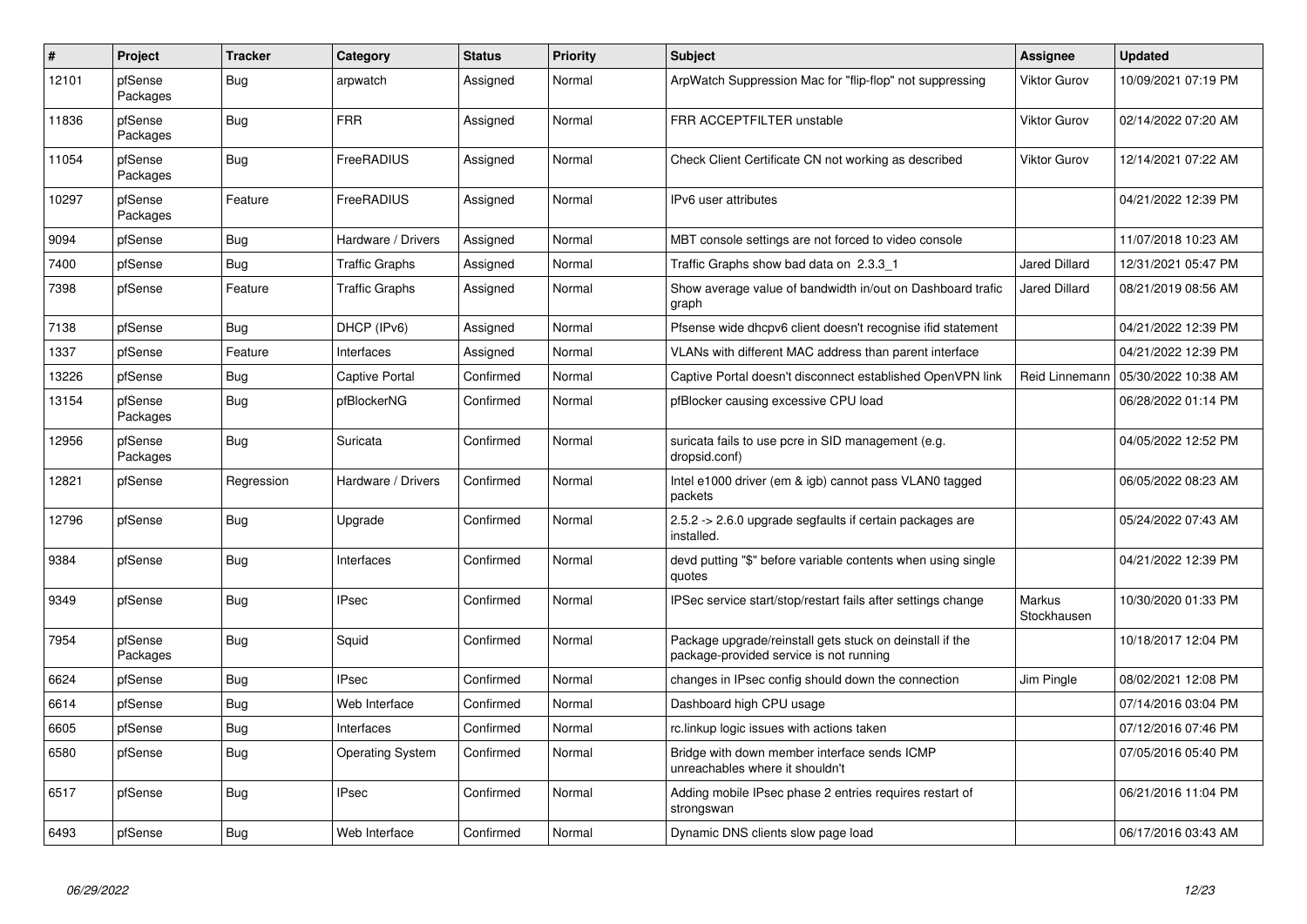| # | Project | Tracker | Category | Status | Priority | Subject | Assignee | Updated |
|---|---|---|---|---|---|---|---|---|
| 12101 | pfSense Packages | Bug | arpwatch | Assigned | Normal | ArpWatch Suppression Mac for "flip-flop" not suppressing | Viktor Gurov | 10/09/2021 07:19 PM |
| 11836 | pfSense Packages | Bug | FRR | Assigned | Normal | FRR ACCEPTFILTER unstable | Viktor Gurov | 02/14/2022 07:20 AM |
| 11054 | pfSense Packages | Bug | FreeRADIUS | Assigned | Normal | Check Client Certificate CN not working as described | Viktor Gurov | 12/14/2021 07:22 AM |
| 10297 | pfSense Packages | Feature | FreeRADIUS | Assigned | Normal | IPv6 user attributes | | 04/21/2022 12:39 PM |
| 9094 | pfSense | Bug | Hardware / Drivers | Assigned | Normal | MBT console settings are not forced to video console | | 11/07/2018 10:23 AM |
| 7400 | pfSense | Bug | Traffic Graphs | Assigned | Normal | Traffic Graphs show bad data on 2.3.3_1 | Jared Dillard | 12/31/2021 05:47 PM |
| 7398 | pfSense | Feature | Traffic Graphs | Assigned | Normal | Show average value of bandwidth in/out on Dashboard trafic graph | Jared Dillard | 08/21/2019 08:56 AM |
| 7138 | pfSense | Bug | DHCP (IPv6) | Assigned | Normal | Pfsense wide dhcpv6 client doesn't recognise ifid statement | | 04/21/2022 12:39 PM |
| 1337 | pfSense | Feature | Interfaces | Assigned | Normal | VLANs with different MAC address than parent interface | | 04/21/2022 12:39 PM |
| 13226 | pfSense | Bug | Captive Portal | Confirmed | Normal | Captive Portal doesn't disconnect established OpenVPN link | Reid Linnemann | 05/30/2022 10:38 AM |
| 13154 | pfSense Packages | Bug | pfBlockerNG | Confirmed | Normal | pfBlocker causing excessive CPU load | | 06/28/2022 01:14 PM |
| 12956 | pfSense Packages | Bug | Suricata | Confirmed | Normal | suricata fails to use pcre in SID management (e.g. dropsid.conf) | | 04/05/2022 12:52 PM |
| 12821 | pfSense | Regression | Hardware / Drivers | Confirmed | Normal | Intel e1000 driver (em & igb) cannot pass VLAN0 tagged packets | | 06/05/2022 08:23 AM |
| 12796 | pfSense | Bug | Upgrade | Confirmed | Normal | 2.5.2 -> 2.6.0 upgrade segfaults if certain packages are installed. | | 05/24/2022 07:43 AM |
| 9384 | pfSense | Bug | Interfaces | Confirmed | Normal | devd putting "$" before variable contents when using single quotes | | 04/21/2022 12:39 PM |
| 9349 | pfSense | Bug | IPsec | Confirmed | Normal | IPSec service start/stop/restart fails after settings change | Markus Stockhausen | 10/30/2020 01:33 PM |
| 7954 | pfSense Packages | Bug | Squid | Confirmed | Normal | Package upgrade/reinstall gets stuck on deinstall if the package-provided service is not running | | 10/18/2017 12:04 PM |
| 6624 | pfSense | Bug | IPsec | Confirmed | Normal | changes in IPsec config should down the connection | Jim Pingle | 08/02/2021 12:08 PM |
| 6614 | pfSense | Bug | Web Interface | Confirmed | Normal | Dashboard high CPU usage | | 07/14/2016 03:04 PM |
| 6605 | pfSense | Bug | Interfaces | Confirmed | Normal | rc.linkup logic issues with actions taken | | 07/12/2016 07:46 PM |
| 6580 | pfSense | Bug | Operating System | Confirmed | Normal | Bridge with down member interface sends ICMP unreachables where it shouldn't | | 07/05/2016 05:40 PM |
| 6517 | pfSense | Bug | IPsec | Confirmed | Normal | Adding mobile IPsec phase 2 entries requires restart of strongswan | | 06/21/2016 11:04 PM |
| 6493 | pfSense | Bug | Web Interface | Confirmed | Normal | Dynamic DNS clients slow page load | | 06/17/2016 03:43 AM |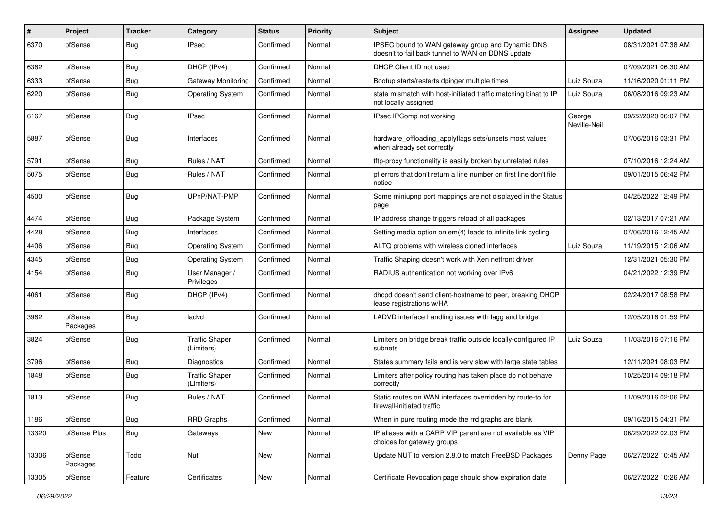| # | Project | Tracker | Category | Status | Priority | Subject | Assignee | Updated |
|---|---|---|---|---|---|---|---|---|
| 6370 | pfSense | Bug | IPsec | Confirmed | Normal | IPSEC bound to WAN gateway group and Dynamic DNS doesn't to fail back tunnel to WAN on DDNS update | | 08/31/2021 07:38 AM |
| 6362 | pfSense | Bug | DHCP (IPv4) | Confirmed | Normal | DHCP Client ID not used | | 07/09/2021 06:30 AM |
| 6333 | pfSense | Bug | Gateway Monitoring | Confirmed | Normal | Bootup starts/restarts dpinger multiple times | Luiz Souza | 11/16/2020 01:11 PM |
| 6220 | pfSense | Bug | Operating System | Confirmed | Normal | state mismatch with host-initiated traffic matching binat to IP not locally assigned | Luiz Souza | 06/08/2016 09:23 AM |
| 6167 | pfSense | Bug | IPsec | Confirmed | Normal | IPsec IPComp not working | George Neville-Neil | 09/22/2020 06:07 PM |
| 5887 | pfSense | Bug | Interfaces | Confirmed | Normal | hardware_offloading_applyflags sets/unsets most values when already set correctly | | 07/06/2016 03:31 PM |
| 5791 | pfSense | Bug | Rules / NAT | Confirmed | Normal | tftp-proxy functionality is easilly broken by unrelated rules | | 07/10/2016 12:24 AM |
| 5075 | pfSense | Bug | Rules / NAT | Confirmed | Normal | pf errors that don't return a line number on first line don't file notice | | 09/01/2015 06:42 PM |
| 4500 | pfSense | Bug | UPnP/NAT-PMP | Confirmed | Normal | Some miniupnp port mappings are not displayed in the Status page | | 04/25/2022 12:49 PM |
| 4474 | pfSense | Bug | Package System | Confirmed | Normal | IP address change triggers reload of all packages | | 02/13/2017 07:21 AM |
| 4428 | pfSense | Bug | Interfaces | Confirmed | Normal | Setting media option on em(4) leads to infinite link cycling | | 07/06/2016 12:45 AM |
| 4406 | pfSense | Bug | Operating System | Confirmed | Normal | ALTQ problems with wireless cloned interfaces | Luiz Souza | 11/19/2015 12:06 AM |
| 4345 | pfSense | Bug | Operating System | Confirmed | Normal | Traffic Shaping doesn't work with Xen netfront driver | | 12/31/2021 05:30 PM |
| 4154 | pfSense | Bug | User Manager / Privileges | Confirmed | Normal | RADIUS authentication not working over IPv6 | | 04/21/2022 12:39 PM |
| 4061 | pfSense | Bug | DHCP (IPv4) | Confirmed | Normal | dhcpd doesn't send client-hostname to peer, breaking DHCP lease registrations w/HA | | 02/24/2017 08:58 PM |
| 3962 | pfSense Packages | Bug | ladvd | Confirmed | Normal | LADVD interface handling issues with lagg and bridge | | 12/05/2016 01:59 PM |
| 3824 | pfSense | Bug | Traffic Shaper (Limiters) | Confirmed | Normal | Limiters on bridge break traffic outside locally-configured IP subnets | Luiz Souza | 11/03/2016 07:16 PM |
| 3796 | pfSense | Bug | Diagnostics | Confirmed | Normal | States summary fails and is very slow with large state tables | | 12/11/2021 08:03 PM |
| 1848 | pfSense | Bug | Traffic Shaper (Limiters) | Confirmed | Normal | Limiters after policy routing has taken place do not behave correctly | | 10/25/2014 09:18 PM |
| 1813 | pfSense | Bug | Rules / NAT | Confirmed | Normal | Static routes on WAN interfaces overridden by route-to for firewall-initiated traffic | | 11/09/2016 02:06 PM |
| 1186 | pfSense | Bug | RRD Graphs | Confirmed | Normal | When in pure routing mode the rrd graphs are blank | | 09/16/2015 04:31 PM |
| 13320 | pfSense Plus | Bug | Gateways | New | Normal | IP aliases with a CARP VIP parent are not available as VIP choices for gateway groups | | 06/29/2022 02:03 PM |
| 13306 | pfSense Packages | Todo | Nut | New | Normal | Update NUT to version 2.8.0 to match FreeBSD Packages | Denny Page | 06/27/2022 10:45 AM |
| 13305 | pfSense | Feature | Certificates | New | Normal | Certificate Revocation page should show expiration date | | 06/27/2022 10:26 AM |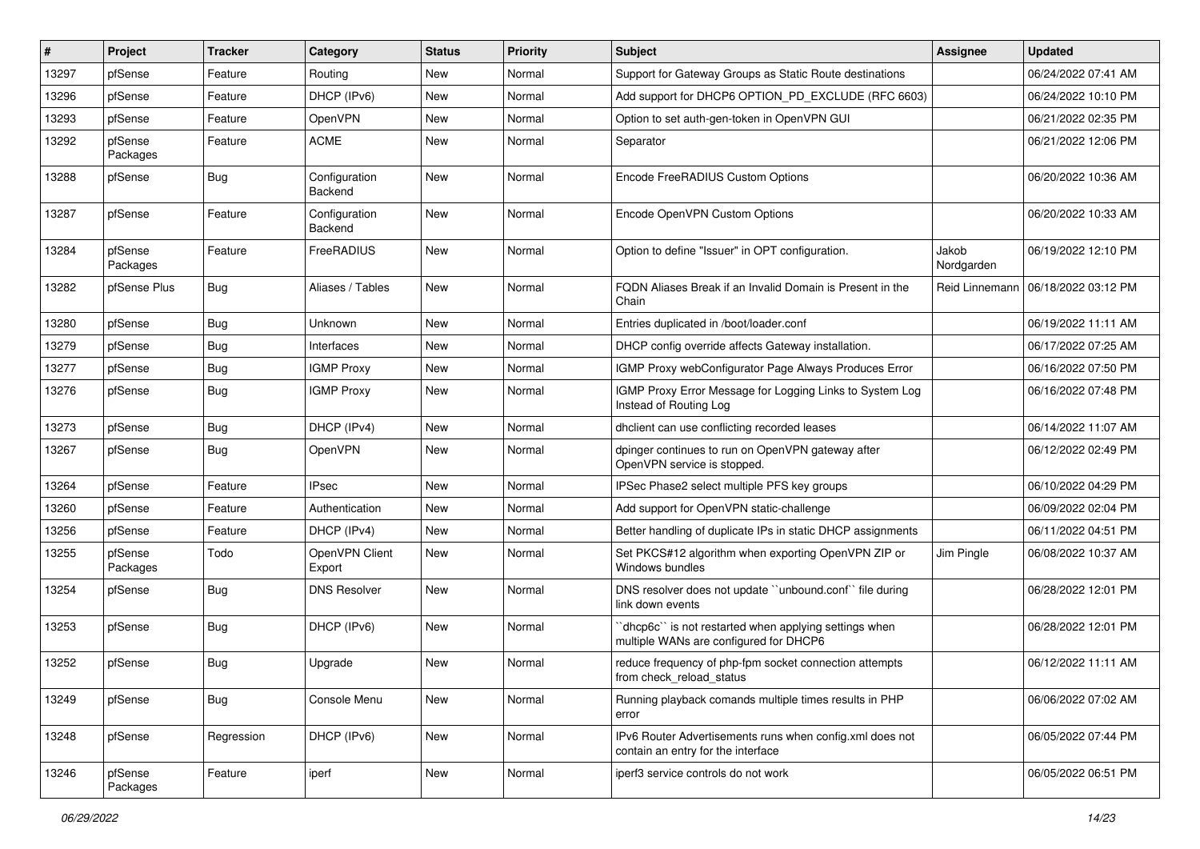| # | Project | Tracker | Category | Status | Priority | Subject | Assignee | Updated |
|---|---|---|---|---|---|---|---|---|
| 13297 | pfSense | Feature | Routing | New | Normal | Support for Gateway Groups as Static Route destinations | | 06/24/2022 07:41 AM |
| 13296 | pfSense | Feature | DHCP (IPv6) | New | Normal | Add support for DHCP6 OPTION_PD_EXCLUDE (RFC 6603) | | 06/24/2022 10:10 PM |
| 13293 | pfSense | Feature | OpenVPN | New | Normal | Option to set auth-gen-token in OpenVPN GUI | | 06/21/2022 02:35 PM |
| 13292 | pfSense Packages | Feature | ACME | New | Normal | Separator | | 06/21/2022 12:06 PM |
| 13288 | pfSense | Bug | Configuration Backend | New | Normal | Encode FreeRADIUS Custom Options | | 06/20/2022 10:36 AM |
| 13287 | pfSense | Feature | Configuration Backend | New | Normal | Encode OpenVPN Custom Options | | 06/20/2022 10:33 AM |
| 13284 | pfSense Packages | Feature | FreeRADIUS | New | Normal | Option to define "Issuer" in OPT configuration. | Jakob Nordgarden | 06/19/2022 12:10 PM |
| 13282 | pfSense Plus | Bug | Aliases / Tables | New | Normal | FQDN Aliases Break if an Invalid Domain is Present in the Chain | Reid Linnemann | 06/18/2022 03:12 PM |
| 13280 | pfSense | Bug | Unknown | New | Normal | Entries duplicated in /boot/loader.conf | | 06/19/2022 11:11 AM |
| 13279 | pfSense | Bug | Interfaces | New | Normal | DHCP config override affects Gateway installation. | | 06/17/2022 07:25 AM |
| 13277 | pfSense | Bug | IGMP Proxy | New | Normal | IGMP Proxy webConfigurator Page Always Produces Error | | 06/16/2022 07:50 PM |
| 13276 | pfSense | Bug | IGMP Proxy | New | Normal | IGMP Proxy Error Message for Logging Links to System Log Instead of Routing Log | | 06/16/2022 07:48 PM |
| 13273 | pfSense | Bug | DHCP (IPv4) | New | Normal | dhclient can use conflicting recorded leases | | 06/14/2022 11:07 AM |
| 13267 | pfSense | Bug | OpenVPN | New | Normal | dpinger continues to run on OpenVPN gateway after OpenVPN service is stopped. | | 06/12/2022 02:49 PM |
| 13264 | pfSense | Feature | IPsec | New | Normal | IPSec Phase2 select multiple PFS key groups | | 06/10/2022 04:29 PM |
| 13260 | pfSense | Feature | Authentication | New | Normal | Add support for OpenVPN static-challenge | | 06/09/2022 02:04 PM |
| 13256 | pfSense | Feature | DHCP (IPv4) | New | Normal | Better handling of duplicate IPs in static DHCP assignments | | 06/11/2022 04:51 PM |
| 13255 | pfSense Packages | Todo | OpenVPN Client Export | New | Normal | Set PKCS#12 algorithm when exporting OpenVPN ZIP or Windows bundles | Jim Pingle | 06/08/2022 10:37 AM |
| 13254 | pfSense | Bug | DNS Resolver | New | Normal | DNS resolver does not update ``unbound.conf`` file during link down events | | 06/28/2022 12:01 PM |
| 13253 | pfSense | Bug | DHCP (IPv6) | New | Normal | ``dhcp6c`` is not restarted when applying settings when multiple WANs are configured for DHCP6 | | 06/28/2022 12:01 PM |
| 13252 | pfSense | Bug | Upgrade | New | Normal | reduce frequency of php-fpm socket connection attempts from check_reload_status | | 06/12/2022 11:11 AM |
| 13249 | pfSense | Bug | Console Menu | New | Normal | Running playback comands multiple times results in PHP error | | 06/06/2022 07:02 AM |
| 13248 | pfSense | Regression | DHCP (IPv6) | New | Normal | IPv6 Router Advertisements runs when config.xml does not contain an entry for the interface | | 06/05/2022 07:44 PM |
| 13246 | pfSense Packages | Feature | iperf | New | Normal | iperf3 service controls do not work | | 06/05/2022 06:51 PM |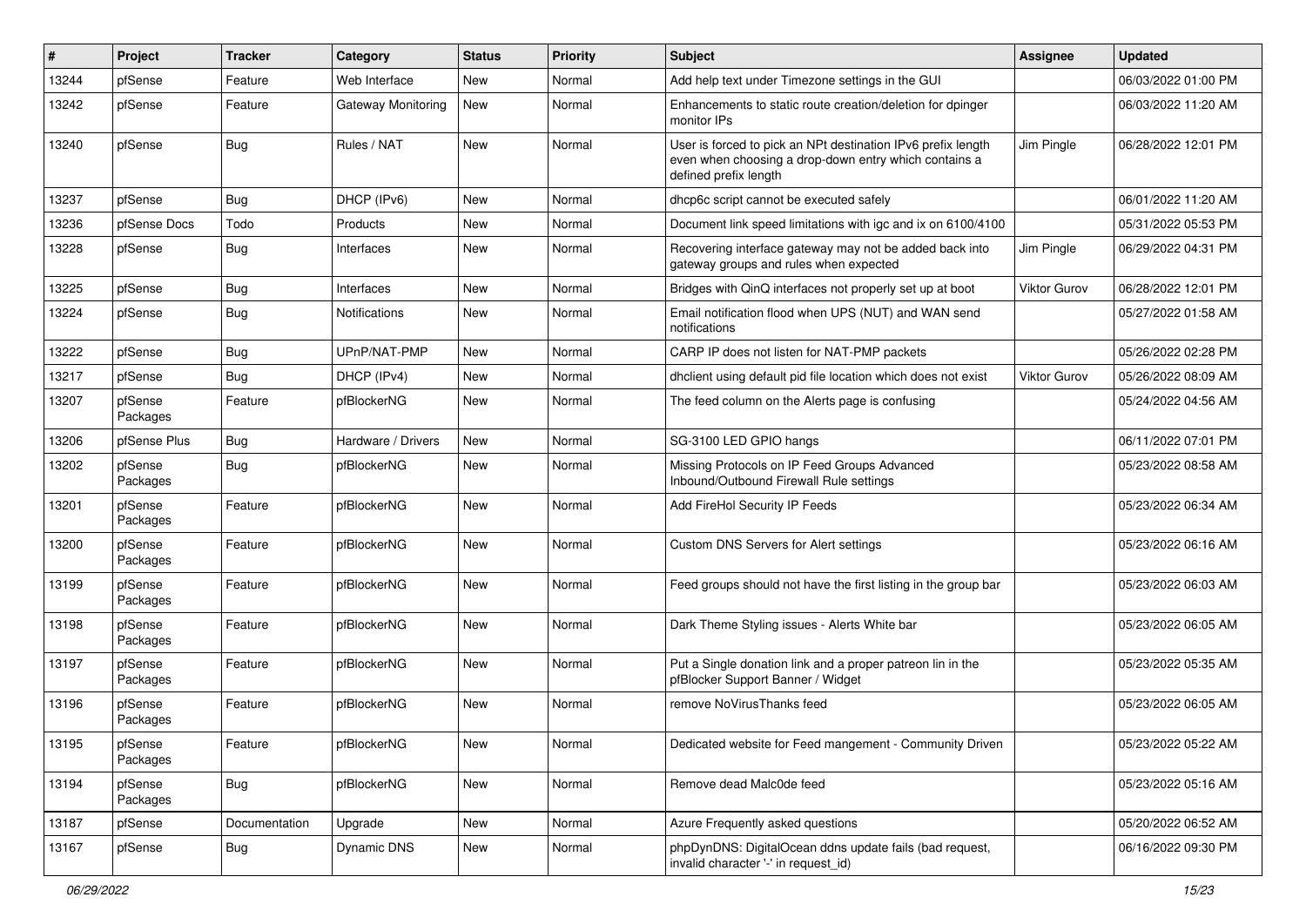| # | Project | Tracker | Category | Status | Priority | Subject | Assignee | Updated |
|---|---|---|---|---|---|---|---|---|
| 13244 | pfSense | Feature | Web Interface | New | Normal | Add help text under Timezone settings in the GUI | | 06/03/2022 01:00 PM |
| 13242 | pfSense | Feature | Gateway Monitoring | New | Normal | Enhancements to static route creation/deletion for dpinger monitor IPs | | 06/03/2022 11:20 AM |
| 13240 | pfSense | Bug | Rules / NAT | New | Normal | User is forced to pick an NPt destination IPv6 prefix length even when choosing a drop-down entry which contains a defined prefix length | Jim Pingle | 06/28/2022 12:01 PM |
| 13237 | pfSense | Bug | DHCP (IPv6) | New | Normal | dhcp6c script cannot be executed safely | | 06/01/2022 11:20 AM |
| 13236 | pfSense Docs | Todo | Products | New | Normal | Document link speed limitations with igc and ix on 6100/4100 | | 05/31/2022 05:53 PM |
| 13228 | pfSense | Bug | Interfaces | New | Normal | Recovering interface gateway may not be added back into gateway groups and rules when expected | Jim Pingle | 06/29/2022 04:31 PM |
| 13225 | pfSense | Bug | Interfaces | New | Normal | Bridges with QinQ interfaces not properly set up at boot | Viktor Gurov | 06/28/2022 12:01 PM |
| 13224 | pfSense | Bug | Notifications | New | Normal | Email notification flood when UPS (NUT) and WAN send notifications | | 05/27/2022 01:58 AM |
| 13222 | pfSense | Bug | UPnP/NAT-PMP | New | Normal | CARP IP does not listen for NAT-PMP packets | | 05/26/2022 02:28 PM |
| 13217 | pfSense | Bug | DHCP (IPv4) | New | Normal | dhclient using default pid file location which does not exist | Viktor Gurov | 05/26/2022 08:09 AM |
| 13207 | pfSense Packages | Feature | pfBlockerNG | New | Normal | The feed column on the Alerts page is confusing | | 05/24/2022 04:56 AM |
| 13206 | pfSense Plus | Bug | Hardware / Drivers | New | Normal | SG-3100 LED GPIO hangs | | 06/11/2022 07:01 PM |
| 13202 | pfSense Packages | Bug | pfBlockerNG | New | Normal | Missing Protocols on IP Feed Groups Advanced Inbound/Outbound Firewall Rule settings | | 05/23/2022 08:58 AM |
| 13201 | pfSense Packages | Feature | pfBlockerNG | New | Normal | Add FireHol Security IP Feeds | | 05/23/2022 06:34 AM |
| 13200 | pfSense Packages | Feature | pfBlockerNG | New | Normal | Custom DNS Servers for Alert settings | | 05/23/2022 06:16 AM |
| 13199 | pfSense Packages | Feature | pfBlockerNG | New | Normal | Feed groups should not have the first listing in the group bar | | 05/23/2022 06:03 AM |
| 13198 | pfSense Packages | Feature | pfBlockerNG | New | Normal | Dark Theme Styling issues - Alerts White bar | | 05/23/2022 06:05 AM |
| 13197 | pfSense Packages | Feature | pfBlockerNG | New | Normal | Put a Single donation link and a proper patreon lin in the pfBlocker Support Banner / Widget | | 05/23/2022 05:35 AM |
| 13196 | pfSense Packages | Feature | pfBlockerNG | New | Normal | remove NoVirusThanks feed | | 05/23/2022 06:05 AM |
| 13195 | pfSense Packages | Feature | pfBlockerNG | New | Normal | Dedicated website for Feed mangement - Community Driven | | 05/23/2022 05:22 AM |
| 13194 | pfSense Packages | Bug | pfBlockerNG | New | Normal | Remove dead Malc0de feed | | 05/23/2022 05:16 AM |
| 13187 | pfSense | Documentation | Upgrade | New | Normal | Azure Frequently asked questions | | 05/20/2022 06:52 AM |
| 13167 | pfSense | Bug | Dynamic DNS | New | Normal | phpDynDNS: DigitalOcean ddns update fails (bad request, invalid character '-' in request_id) | | 06/16/2022 09:30 PM |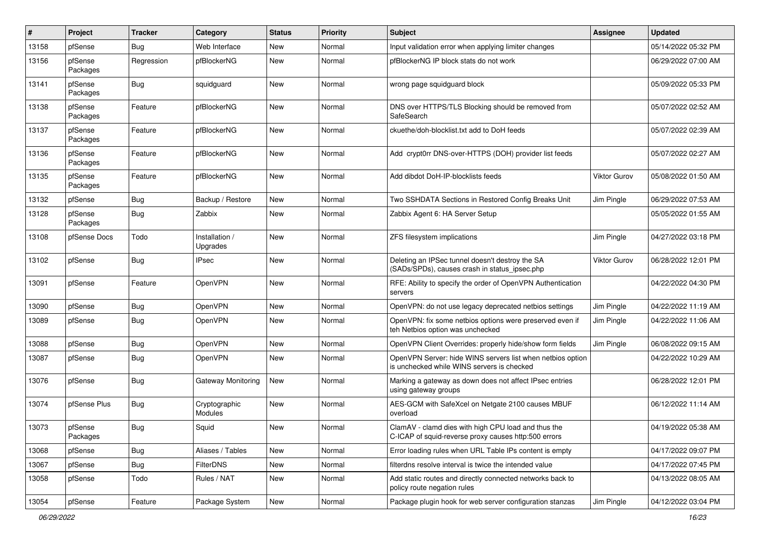| # | Project | Tracker | Category | Status | Priority | Subject | Assignee | Updated |
|---|---|---|---|---|---|---|---|---|
| 13158 | pfSense | Bug | Web Interface | New | Normal | Input validation error when applying limiter changes | | 05/14/2022 05:32 PM |
| 13156 | pfSense Packages | Regression | pfBlockerNG | New | Normal | pfBlockerNG IP block stats do not work | | 06/29/2022 07:00 AM |
| 13141 | pfSense Packages | Bug | squidguard | New | Normal | wrong page squidguard block | | 05/09/2022 05:33 PM |
| 13138 | pfSense Packages | Feature | pfBlockerNG | New | Normal | DNS over HTTPS/TLS Blocking should be removed from SafeSearch | | 05/07/2022 02:52 AM |
| 13137 | pfSense Packages | Feature | pfBlockerNG | New | Normal | ckuethe/doh-blocklist.txt add to DoH feeds | | 05/07/2022 02:39 AM |
| 13136 | pfSense Packages | Feature | pfBlockerNG | New | Normal | Add crypt0rr DNS-over-HTTPS (DOH) provider list feeds | | 05/07/2022 02:27 AM |
| 13135 | pfSense Packages | Feature | pfBlockerNG | New | Normal | Add dibdot DoH-IP-blocklists feeds | Viktor Gurov | 05/08/2022 01:50 AM |
| 13132 | pfSense | Bug | Backup / Restore | New | Normal | Two SSHDATA Sections in Restored Config Breaks Unit | Jim Pingle | 06/29/2022 07:53 AM |
| 13128 | pfSense Packages | Bug | Zabbix | New | Normal | Zabbix Agent 6: HA Server Setup | | 05/05/2022 01:55 AM |
| 13108 | pfSense Docs | Todo | Installation / Upgrades | New | Normal | ZFS filesystem implications | Jim Pingle | 04/27/2022 03:18 PM |
| 13102 | pfSense | Bug | IPsec | New | Normal | Deleting an IPSec tunnel doesn't destroy the SA (SADs/SPDs), causes crash in status_ipsec.php | Viktor Gurov | 06/28/2022 12:01 PM |
| 13091 | pfSense | Feature | OpenVPN | New | Normal | RFE: Ability to specify the order of OpenVPN Authentication servers | | 04/22/2022 04:30 PM |
| 13090 | pfSense | Bug | OpenVPN | New | Normal | OpenVPN: do not use legacy deprecated netbios settings | Jim Pingle | 04/22/2022 11:19 AM |
| 13089 | pfSense | Bug | OpenVPN | New | Normal | OpenVPN: fix some netbios options were preserved even if teh Netbios option was unchecked | Jim Pingle | 04/22/2022 11:06 AM |
| 13088 | pfSense | Bug | OpenVPN | New | Normal | OpenVPN Client Overrides: properly hide/show form fields | Jim Pingle | 06/08/2022 09:15 AM |
| 13087 | pfSense | Bug | OpenVPN | New | Normal | OpenVPN Server: hide WINS servers list when netbios option is unchecked while WINS servers is checked | | 04/22/2022 10:29 AM |
| 13076 | pfSense | Bug | Gateway Monitoring | New | Normal | Marking a gateway as down does not affect IPsec entries using gateway groups | | 06/28/2022 12:01 PM |
| 13074 | pfSense Plus | Bug | Cryptographic Modules | New | Normal | AES-GCM with SafeXcel on Netgate 2100 causes MBUF overload | | 06/12/2022 11:14 AM |
| 13073 | pfSense Packages | Bug | Squid | New | Normal | ClamAV - clamd dies with high CPU load and thus the C-ICAP of squid-reverse proxy causes http:500 errors | | 04/19/2022 05:38 AM |
| 13068 | pfSense | Bug | Aliases / Tables | New | Normal | Error loading rules when URL Table IPs content is empty | | 04/17/2022 09:07 PM |
| 13067 | pfSense | Bug | FilterDNS | New | Normal | filterdns resolve interval is twice the intended value | | 04/17/2022 07:45 PM |
| 13058 | pfSense | Todo | Rules / NAT | New | Normal | Add static routes and directly connected networks back to policy route negation rules | | 04/13/2022 08:05 AM |
| 13054 | pfSense | Feature | Package System | New | Normal | Package plugin hook for web server configuration stanzas | Jim Pingle | 04/12/2022 03:04 PM |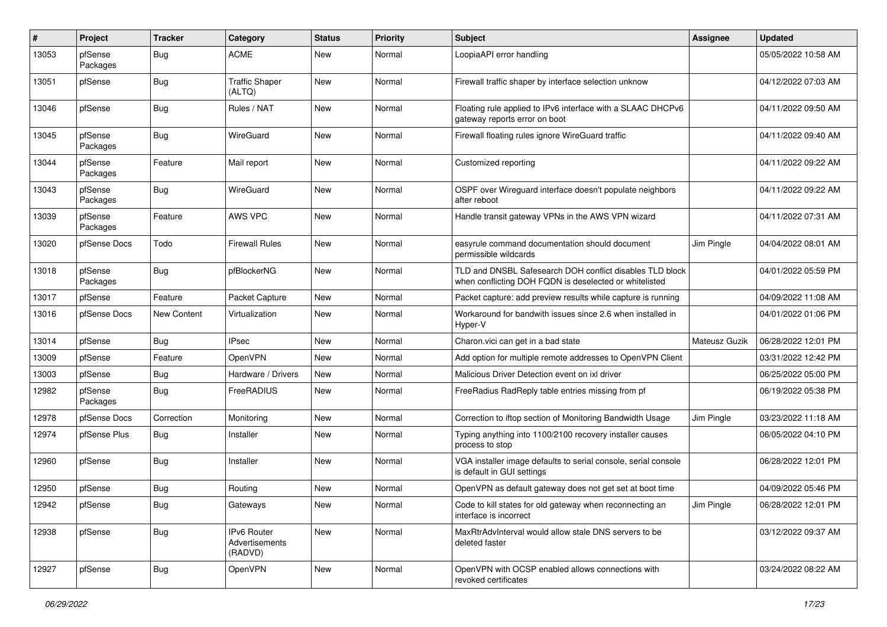| # | Project | Tracker | Category | Status | Priority | Subject | Assignee | Updated |
|---|---|---|---|---|---|---|---|---|
| 13053 | pfSense Packages | Bug | ACME | New | Normal | LoopiaAPI error handling | | 05/05/2022 10:58 AM |
| 13051 | pfSense | Bug | Traffic Shaper (ALTQ) | New | Normal | Firewall traffic shaper by interface selection unknow | | 04/12/2022 07:03 AM |
| 13046 | pfSense | Bug | Rules / NAT | New | Normal | Floating rule applied to IPv6 interface with a SLAAC DHCPv6 gateway reports error on boot | | 04/11/2022 09:50 AM |
| 13045 | pfSense Packages | Bug | WireGuard | New | Normal | Firewall floating rules ignore WireGuard traffic | | 04/11/2022 09:40 AM |
| 13044 | pfSense Packages | Feature | Mail report | New | Normal | Customized reporting | | 04/11/2022 09:22 AM |
| 13043 | pfSense Packages | Bug | WireGuard | New | Normal | OSPF over Wireguard interface doesn't populate neighbors after reboot | | 04/11/2022 09:22 AM |
| 13039 | pfSense Packages | Feature | AWS VPC | New | Normal | Handle transit gateway VPNs in the AWS VPN wizard | | 04/11/2022 07:31 AM |
| 13020 | pfSense Docs | Todo | Firewall Rules | New | Normal | easyrule command documentation should document permissible wildcards | Jim Pingle | 04/04/2022 08:01 AM |
| 13018 | pfSense Packages | Bug | pfBlockerNG | New | Normal | TLD and DNSBL Safesearch DOH conflict disables TLD block when conflicting DOH FQDN is deselected or whitelisted | | 04/01/2022 05:59 PM |
| 13017 | pfSense | Feature | Packet Capture | New | Normal | Packet capture: add preview results while capture is running | | 04/09/2022 11:08 AM |
| 13016 | pfSense Docs | New Content | Virtualization | New | Normal | Workaround for bandwith issues since 2.6 when installed in Hyper-V | | 04/01/2022 01:06 PM |
| 13014 | pfSense | Bug | IPsec | New | Normal | Charon.vici can get in a bad state | Mateusz Guzik | 06/28/2022 12:01 PM |
| 13009 | pfSense | Feature | OpenVPN | New | Normal | Add option for multiple remote addresses to OpenVPN Client | | 03/31/2022 12:42 PM |
| 13003 | pfSense | Bug | Hardware / Drivers | New | Normal | Malicious Driver Detection event on ixl driver | | 06/25/2022 05:00 PM |
| 12982 | pfSense Packages | Bug | FreeRADIUS | New | Normal | FreeRadius RadReply table entries missing from pf | | 06/19/2022 05:38 PM |
| 12978 | pfSense Docs | Correction | Monitoring | New | Normal | Correction to iftop section of Monitoring Bandwidth Usage | Jim Pingle | 03/23/2022 11:18 AM |
| 12974 | pfSense Plus | Bug | Installer | New | Normal | Typing anything into 1100/2100 recovery installer causes process to stop | | 06/05/2022 04:10 PM |
| 12960 | pfSense | Bug | Installer | New | Normal | VGA installer image defaults to serial console, serial console is default in GUI settings | | 06/28/2022 12:01 PM |
| 12950 | pfSense | Bug | Routing | New | Normal | OpenVPN as default gateway does not get set at boot time | | 04/09/2022 05:46 PM |
| 12942 | pfSense | Bug | Gateways | New | Normal | Code to kill states for old gateway when reconnecting an interface is incorrect | Jim Pingle | 06/28/2022 12:01 PM |
| 12938 | pfSense | Bug | IPv6 Router Advertisements (RADVD) | New | Normal | MaxRtrAdvInterval would allow stale DNS servers to be deleted faster | | 03/12/2022 09:37 AM |
| 12927 | pfSense | Bug | OpenVPN | New | Normal | OpenVPN with OCSP enabled allows connections with revoked certificates | | 03/24/2022 08:22 AM |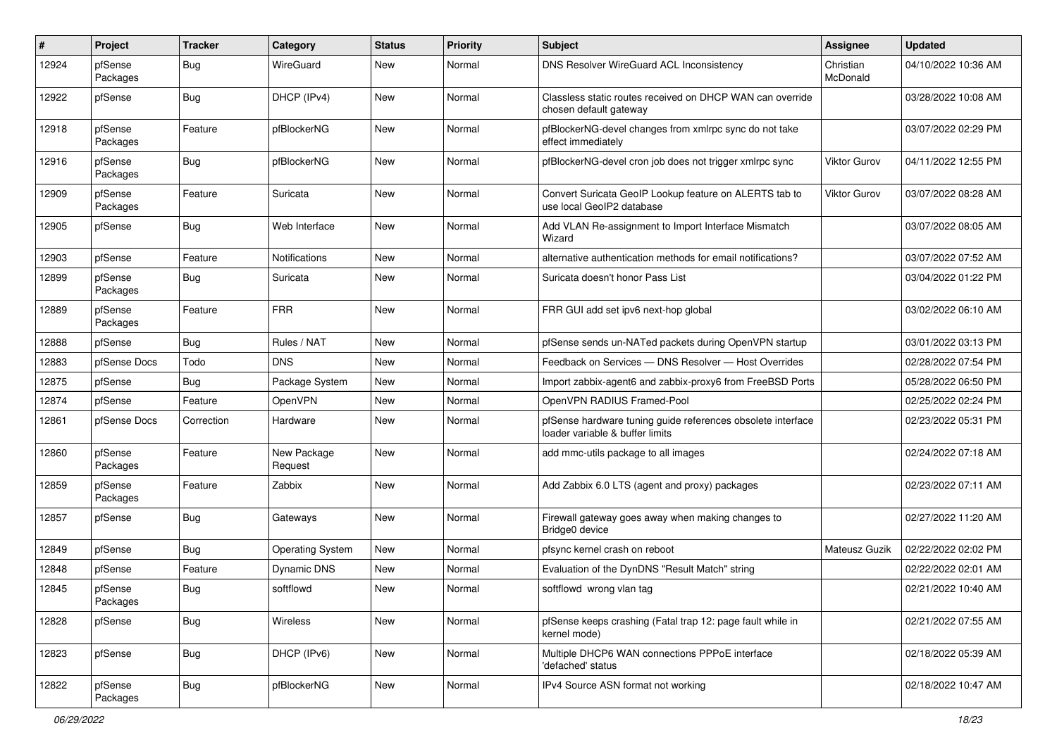| # | Project | Tracker | Category | Status | Priority | Subject | Assignee | Updated |
|---|---|---|---|---|---|---|---|---|
| 12924 | pfSense Packages | Bug | WireGuard | New | Normal | DNS Resolver WireGuard ACL Inconsistency | Christian McDonald | 04/10/2022 10:36 AM |
| 12922 | pfSense | Bug | DHCP (IPv4) | New | Normal | Classless static routes received on DHCP WAN can override chosen default gateway | | 03/28/2022 10:08 AM |
| 12918 | pfSense Packages | Feature | pfBlockerNG | New | Normal | pfBlockerNG-devel changes from xmlrpc sync do not take effect immediately | | 03/07/2022 02:29 PM |
| 12916 | pfSense Packages | Bug | pfBlockerNG | New | Normal | pfBlockerNG-devel cron job does not trigger xmlrpc sync | Viktor Gurov | 04/11/2022 12:55 PM |
| 12909 | pfSense Packages | Feature | Suricata | New | Normal | Convert Suricata GeoIP Lookup feature on ALERTS tab to use local GeoIP2 database | Viktor Gurov | 03/07/2022 08:28 AM |
| 12905 | pfSense | Bug | Web Interface | New | Normal | Add VLAN Re-assignment to Import Interface Mismatch Wizard | | 03/07/2022 08:05 AM |
| 12903 | pfSense | Feature | Notifications | New | Normal | alternative authentication methods for email notifications? | | 03/07/2022 07:52 AM |
| 12899 | pfSense Packages | Bug | Suricata | New | Normal | Suricata doesn't honor Pass List | | 03/04/2022 01:22 PM |
| 12889 | pfSense Packages | Feature | FRR | New | Normal | FRR GUI add set ipv6 next-hop global | | 03/02/2022 06:10 AM |
| 12888 | pfSense | Bug | Rules / NAT | New | Normal | pfSense sends un-NATed packets during OpenVPN startup | | 03/01/2022 03:13 PM |
| 12883 | pfSense Docs | Todo | DNS | New | Normal | Feedback on Services — DNS Resolver — Host Overrides | | 02/28/2022 07:54 PM |
| 12875 | pfSense | Bug | Package System | New | Normal | Import zabbix-agent6 and zabbix-proxy6 from FreeBSD Ports | | 05/28/2022 06:50 PM |
| 12874 | pfSense | Feature | OpenVPN | New | Normal | OpenVPN RADIUS Framed-Pool | | 02/25/2022 02:24 PM |
| 12861 | pfSense Docs | Correction | Hardware | New | Normal | pfSense hardware tuning guide references obsolete interface loader variable & buffer limits | | 02/23/2022 05:31 PM |
| 12860 | pfSense Packages | Feature | New Package Request | New | Normal | add mmc-utils package to all images | | 02/24/2022 07:18 AM |
| 12859 | pfSense Packages | Feature | Zabbix | New | Normal | Add Zabbix 6.0 LTS (agent and proxy) packages | | 02/23/2022 07:11 AM |
| 12857 | pfSense | Bug | Gateways | New | Normal | Firewall gateway goes away when making changes to Bridge0 device | | 02/27/2022 11:20 AM |
| 12849 | pfSense | Bug | Operating System | New | Normal | pfsync kernel crash on reboot | Mateusz Guzik | 02/22/2022 02:02 PM |
| 12848 | pfSense | Feature | Dynamic DNS | New | Normal | Evaluation of the DynDNS "Result Match" string | | 02/22/2022 02:01 AM |
| 12845 | pfSense Packages | Bug | softflowd | New | Normal | softflowd wrong vlan tag | | 02/21/2022 10:40 AM |
| 12828 | pfSense | Bug | Wireless | New | Normal | pfSense keeps crashing (Fatal trap 12: page fault while in kernel mode) | | 02/21/2022 07:55 AM |
| 12823 | pfSense | Bug | DHCP (IPv6) | New | Normal | Multiple DHCP6 WAN connections PPPoE interface 'defached' status | | 02/18/2022 05:39 AM |
| 12822 | pfSense Packages | Bug | pfBlockerNG | New | Normal | IPv4 Source ASN format not working | | 02/18/2022 10:47 AM |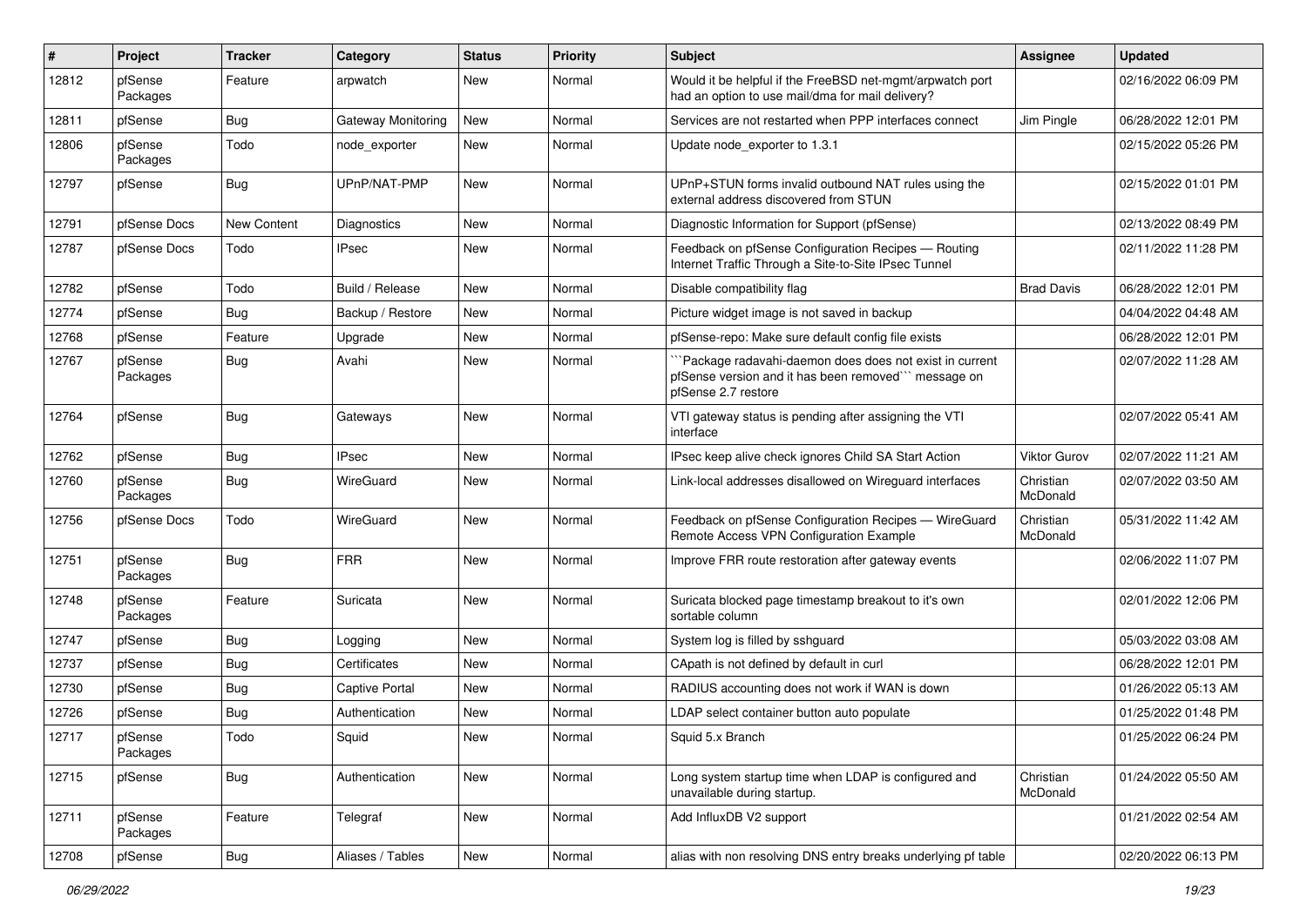| # | Project | Tracker | Category | Status | Priority | Subject | Assignee | Updated |
|---|---|---|---|---|---|---|---|---|
| 12812 | pfSense Packages | Feature | arpwatch | New | Normal | Would it be helpful if the FreeBSD net-mgmt/arpwatch port had an option to use mail/dma for mail delivery? | | 02/16/2022 06:09 PM |
| 12811 | pfSense | Bug | Gateway Monitoring | New | Normal | Services are not restarted when PPP interfaces connect | Jim Pingle | 06/28/2022 12:01 PM |
| 12806 | pfSense Packages | Todo | node_exporter | New | Normal | Update node_exporter to 1.3.1 | | 02/15/2022 05:26 PM |
| 12797 | pfSense | Bug | UPnP/NAT-PMP | New | Normal | UPnP+STUN forms invalid outbound NAT rules using the external address discovered from STUN | | 02/15/2022 01:01 PM |
| 12791 | pfSense Docs | New Content | Diagnostics | New | Normal | Diagnostic Information for Support (pfSense) | | 02/13/2022 08:49 PM |
| 12787 | pfSense Docs | Todo | IPsec | New | Normal | Feedback on pfSense Configuration Recipes — Routing Internet Traffic Through a Site-to-Site IPsec Tunnel | | 02/11/2022 11:28 PM |
| 12782 | pfSense | Todo | Build / Release | New | Normal | Disable compatibility flag | Brad Davis | 06/28/2022 12:01 PM |
| 12774 | pfSense | Bug | Backup / Restore | New | Normal | Picture widget image is not saved in backup | | 04/04/2022 04:48 AM |
| 12768 | pfSense | Feature | Upgrade | New | Normal | pfSense-repo: Make sure default config file exists | | 06/28/2022 12:01 PM |
| 12767 | pfSense Packages | Bug | Avahi | New | Normal | ```Package radavahi-daemon does does not exist in current pfSense version and it has been removed``` message on pfSense 2.7 restore | | 02/07/2022 11:28 AM |
| 12764 | pfSense | Bug | Gateways | New | Normal | VTI gateway status is pending after assigning the VTI interface | | 02/07/2022 05:41 AM |
| 12762 | pfSense | Bug | IPsec | New | Normal | IPsec keep alive check ignores Child SA Start Action | Viktor Gurov | 02/07/2022 11:21 AM |
| 12760 | pfSense Packages | Bug | WireGuard | New | Normal | Link-local addresses disallowed on Wireguard interfaces | Christian McDonald | 02/07/2022 03:50 AM |
| 12756 | pfSense Docs | Todo | WireGuard | New | Normal | Feedback on pfSense Configuration Recipes — WireGuard Remote Access VPN Configuration Example | Christian McDonald | 05/31/2022 11:42 AM |
| 12751 | pfSense Packages | Bug | FRR | New | Normal | Improve FRR route restoration after gateway events | | 02/06/2022 11:07 PM |
| 12748 | pfSense Packages | Feature | Suricata | New | Normal | Suricata blocked page timestamp breakout to it's own sortable column | | 02/01/2022 12:06 PM |
| 12747 | pfSense | Bug | Logging | New | Normal | System log is filled by sshguard | | 05/03/2022 03:08 AM |
| 12737 | pfSense | Bug | Certificates | New | Normal | CApath is not defined by default in curl | | 06/28/2022 12:01 PM |
| 12730 | pfSense | Bug | Captive Portal | New | Normal | RADIUS accounting does not work if WAN is down | | 01/26/2022 05:13 AM |
| 12726 | pfSense | Bug | Authentication | New | Normal | LDAP select container button auto populate | | 01/25/2022 01:48 PM |
| 12717 | pfSense Packages | Todo | Squid | New | Normal | Squid 5.x Branch | | 01/25/2022 06:24 PM |
| 12715 | pfSense | Bug | Authentication | New | Normal | Long system startup time when LDAP is configured and unavailable during startup. | Christian McDonald | 01/24/2022 05:50 AM |
| 12711 | pfSense Packages | Feature | Telegraf | New | Normal | Add InfluxDB V2 support | | 01/21/2022 02:54 AM |
| 12708 | pfSense | Bug | Aliases / Tables | New | Normal | alias with non resolving DNS entry breaks underlying pf table | | 02/20/2022 06:13 PM |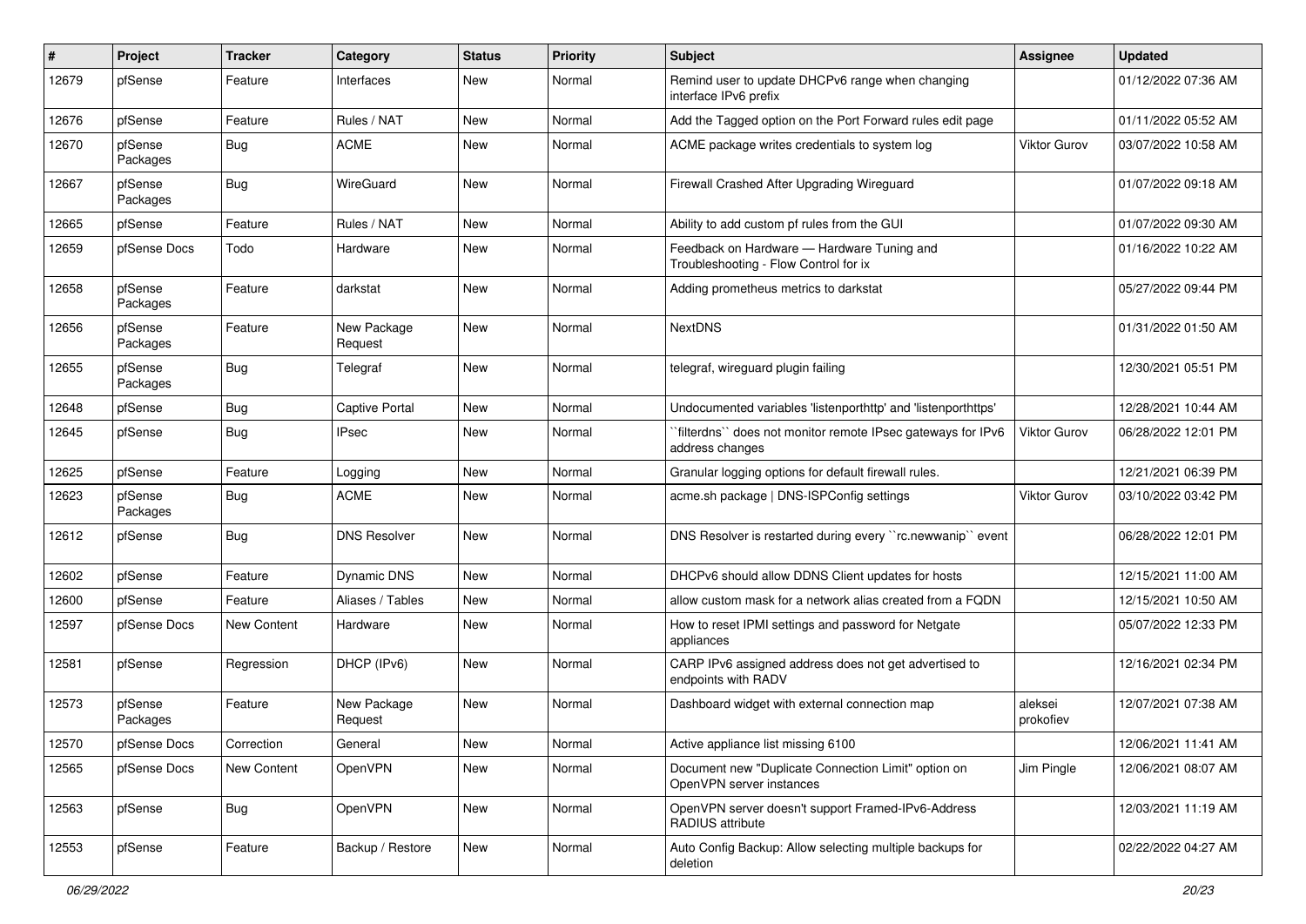| # | Project | Tracker | Category | Status | Priority | Subject | Assignee | Updated |
|---|---|---|---|---|---|---|---|---|
| 12679 | pfSense | Feature | Interfaces | New | Normal | Remind user to update DHCPv6 range when changing interface IPv6 prefix | | 01/12/2022 07:36 AM |
| 12676 | pfSense | Feature | Rules / NAT | New | Normal | Add the Tagged option on the Port Forward rules edit page | | 01/11/2022 05:52 AM |
| 12670 | pfSense Packages | Bug | ACME | New | Normal | ACME package writes credentials to system log | Viktor Gurov | 03/07/2022 10:58 AM |
| 12667 | pfSense Packages | Bug | WireGuard | New | Normal | Firewall Crashed After Upgrading Wireguard | | 01/07/2022 09:18 AM |
| 12665 | pfSense | Feature | Rules / NAT | New | Normal | Ability to add custom pf rules from the GUI | | 01/07/2022 09:30 AM |
| 12659 | pfSense Docs | Todo | Hardware | New | Normal | Feedback on Hardware — Hardware Tuning and Troubleshooting - Flow Control for ix | | 01/16/2022 10:22 AM |
| 12658 | pfSense Packages | Feature | darkstat | New | Normal | Adding prometheus metrics to darkstat | | 05/27/2022 09:44 PM |
| 12656 | pfSense Packages | Feature | New Package Request | New | Normal | NextDNS | | 01/31/2022 01:50 AM |
| 12655 | pfSense Packages | Bug | Telegraf | New | Normal | telegraf, wireguard plugin failing | | 12/30/2021 05:51 PM |
| 12648 | pfSense | Bug | Captive Portal | New | Normal | Undocumented variables 'listenporthttp' and 'listenporthttps' | | 12/28/2021 10:44 AM |
| 12645 | pfSense | Bug | IPsec | New | Normal | ``filterdns`` does not monitor remote IPsec gateways for IPv6 address changes | Viktor Gurov | 06/28/2022 12:01 PM |
| 12625 | pfSense | Feature | Logging | New | Normal | Granular logging options for default firewall rules. | | 12/21/2021 06:39 PM |
| 12623 | pfSense Packages | Bug | ACME | New | Normal | acme.sh package \| DNS-ISPConfig settings | Viktor Gurov | 03/10/2022 03:42 PM |
| 12612 | pfSense | Bug | DNS Resolver | New | Normal | DNS Resolver is restarted during every ``rc.newwanip`` event | | 06/28/2022 12:01 PM |
| 12602 | pfSense | Feature | Dynamic DNS | New | Normal | DHCPv6 should allow DDNS Client updates for hosts | | 12/15/2021 11:00 AM |
| 12600 | pfSense | Feature | Aliases / Tables | New | Normal | allow custom mask for a network alias created from a FQDN | | 12/15/2021 10:50 AM |
| 12597 | pfSense Docs | New Content | Hardware | New | Normal | How to reset IPMI settings and password for Netgate appliances | | 05/07/2022 12:33 PM |
| 12581 | pfSense | Regression | DHCP (IPv6) | New | Normal | CARP IPv6 assigned address does not get advertised to endpoints with RADV | | 12/16/2021 02:34 PM |
| 12573 | pfSense Packages | Feature | New Package Request | New | Normal | Dashboard widget with external connection map | aleksei prokofiev | 12/07/2021 07:38 AM |
| 12570 | pfSense Docs | Correction | General | New | Normal | Active appliance list missing 6100 | | 12/06/2021 11:41 AM |
| 12565 | pfSense Docs | New Content | OpenVPN | New | Normal | Document new "Duplicate Connection Limit" option on OpenVPN server instances | Jim Pingle | 12/06/2021 08:07 AM |
| 12563 | pfSense | Bug | OpenVPN | New | Normal | OpenVPN server doesn't support Framed-IPv6-Address RADIUS attribute | | 12/03/2021 11:19 AM |
| 12553 | pfSense | Feature | Backup / Restore | New | Normal | Auto Config Backup: Allow selecting multiple backups for deletion | | 02/22/2022 04:27 AM |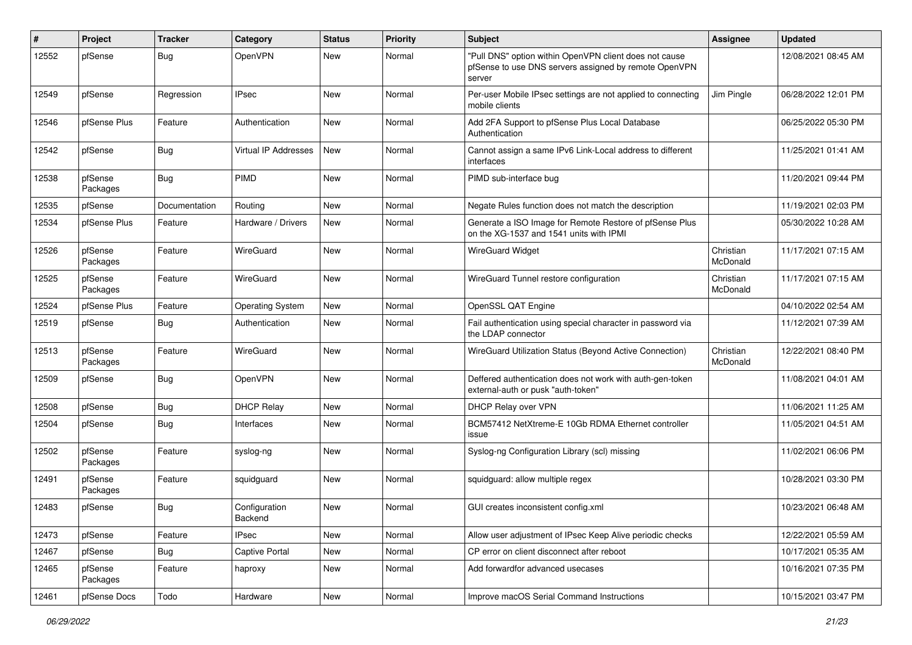| # | Project | Tracker | Category | Status | Priority | Subject | Assignee | Updated |
|---|---|---|---|---|---|---|---|---|
| 12552 | pfSense | Bug | OpenVPN | New | Normal | "Pull DNS" option within OpenVPN client does not cause pfSense to use DNS servers assigned by remote OpenVPN server | | 12/08/2021 08:45 AM |
| 12549 | pfSense | Regression | IPsec | New | Normal | Per-user Mobile IPsec settings are not applied to connecting mobile clients | Jim Pingle | 06/28/2022 12:01 PM |
| 12546 | pfSense Plus | Feature | Authentication | New | Normal | Add 2FA Support to pfSense Plus Local Database Authentication | | 06/25/2022 05:30 PM |
| 12542 | pfSense | Bug | Virtual IP Addresses | New | Normal | Cannot assign a same IPv6 Link-Local address to different interfaces | | 11/25/2021 01:41 AM |
| 12538 | pfSense Packages | Bug | PIMD | New | Normal | PIMD sub-interface bug | | 11/20/2021 09:44 PM |
| 12535 | pfSense | Documentation | Routing | New | Normal | Negate Rules function does not match the description | | 11/19/2021 02:03 PM |
| 12534 | pfSense Plus | Feature | Hardware / Drivers | New | Normal | Generate a ISO Image for Remote Restore of pfSense Plus on the XG-1537 and 1541 units with IPMI | | 05/30/2022 10:28 AM |
| 12526 | pfSense Packages | Feature | WireGuard | New | Normal | WireGuard Widget | Christian McDonald | 11/17/2021 07:15 AM |
| 12525 | pfSense Packages | Feature | WireGuard | New | Normal | WireGuard Tunnel restore configuration | Christian McDonald | 11/17/2021 07:15 AM |
| 12524 | pfSense Plus | Feature | Operating System | New | Normal | OpenSSL QAT Engine | | 04/10/2022 02:54 AM |
| 12519 | pfSense | Bug | Authentication | New | Normal | Fail authentication using special character in password via the LDAP connector | | 11/12/2021 07:39 AM |
| 12513 | pfSense Packages | Feature | WireGuard | New | Normal | WireGuard Utilization Status (Beyond Active Connection) | Christian McDonald | 12/22/2021 08:40 PM |
| 12509 | pfSense | Bug | OpenVPN | New | Normal | Deffered authentication does not work with auth-gen-token external-auth or pusk "auth-token" | | 11/08/2021 04:01 AM |
| 12508 | pfSense | Bug | DHCP Relay | New | Normal | DHCP Relay over VPN | | 11/06/2021 11:25 AM |
| 12504 | pfSense | Bug | Interfaces | New | Normal | BCM57412 NetXtreme-E 10Gb RDMA Ethernet controller issue | | 11/05/2021 04:51 AM |
| 12502 | pfSense Packages | Feature | syslog-ng | New | Normal | Syslog-ng Configuration Library (scl) missing | | 11/02/2021 06:06 PM |
| 12491 | pfSense Packages | Feature | squidguard | New | Normal | squidguard: allow multiple regex | | 10/28/2021 03:30 PM |
| 12483 | pfSense | Bug | Configuration Backend | New | Normal | GUI creates inconsistent config.xml | | 10/23/2021 06:48 AM |
| 12473 | pfSense | Feature | IPsec | New | Normal | Allow user adjustment of IPsec Keep Alive periodic checks | | 12/22/2021 05:59 AM |
| 12467 | pfSense | Bug | Captive Portal | New | Normal | CP error on client disconnect after reboot | | 10/17/2021 05:35 AM |
| 12465 | pfSense Packages | Feature | haproxy | New | Normal | Add forwardfor advanced usecases | | 10/16/2021 07:35 PM |
| 12461 | pfSense Docs | Todo | Hardware | New | Normal | Improve macOS Serial Command Instructions | | 10/15/2021 03:47 PM |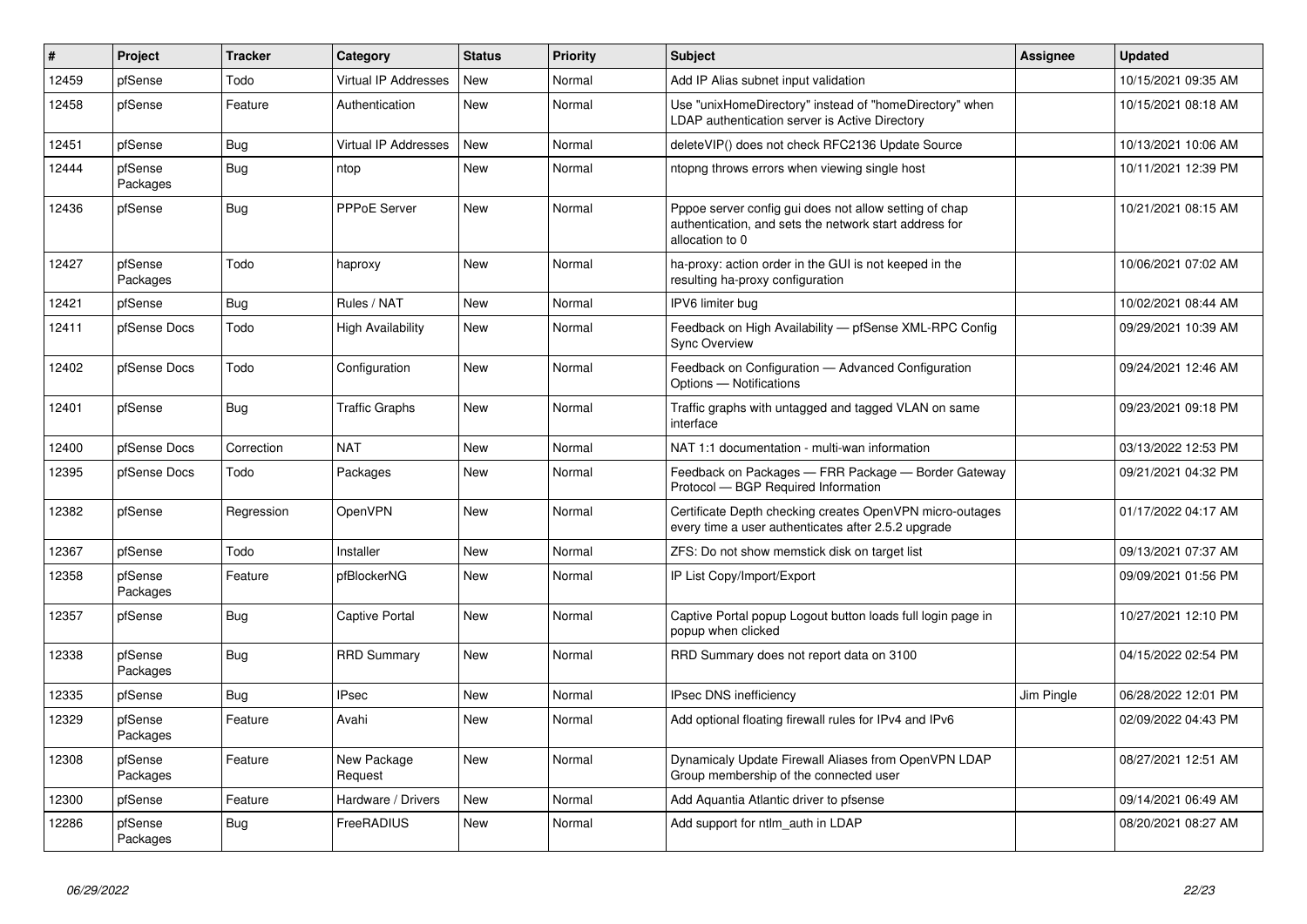| # | Project | Tracker | Category | Status | Priority | Subject | Assignee | Updated |
|---|---|---|---|---|---|---|---|---|
| 12459 | pfSense | Todo | Virtual IP Addresses | New | Normal | Add IP Alias subnet input validation | | 10/15/2021 09:35 AM |
| 12458 | pfSense | Feature | Authentication | New | Normal | Use "unixHomeDirectory" instead of "homeDirectory" when LDAP authentication server is Active Directory | | 10/15/2021 08:18 AM |
| 12451 | pfSense | Bug | Virtual IP Addresses | New | Normal | deleteVIP() does not check RFC2136 Update Source | | 10/13/2021 10:06 AM |
| 12444 | pfSense Packages | Bug | ntop | New | Normal | ntopng throws errors when viewing single host | | 10/11/2021 12:39 PM |
| 12436 | pfSense | Bug | PPPoE Server | New | Normal | Pppoe server config gui does not allow setting of chap authentication, and sets the network start address for allocation to 0 | | 10/21/2021 08:15 AM |
| 12427 | pfSense Packages | Todo | haproxy | New | Normal | ha-proxy: action order in the GUI is not keeped in the resulting ha-proxy configuration | | 10/06/2021 07:02 AM |
| 12421 | pfSense | Bug | Rules / NAT | New | Normal | IPV6 limiter bug | | 10/02/2021 08:44 AM |
| 12411 | pfSense Docs | Todo | High Availability | New | Normal | Feedback on High Availability — pfSense XML-RPC Config Sync Overview | | 09/29/2021 10:39 AM |
| 12402 | pfSense Docs | Todo | Configuration | New | Normal | Feedback on Configuration — Advanced Configuration Options — Notifications | | 09/24/2021 12:46 AM |
| 12401 | pfSense | Bug | Traffic Graphs | New | Normal | Traffic graphs with untagged and tagged VLAN on same interface | | 09/23/2021 09:18 PM |
| 12400 | pfSense Docs | Correction | NAT | New | Normal | NAT 1:1 documentation - multi-wan information | | 03/13/2022 12:53 PM |
| 12395 | pfSense Docs | Todo | Packages | New | Normal | Feedback on Packages — FRR Package — Border Gateway Protocol — BGP Required Information | | 09/21/2021 04:32 PM |
| 12382 | pfSense | Regression | OpenVPN | New | Normal | Certificate Depth checking creates OpenVPN micro-outages every time a user authenticates after 2.5.2 upgrade | | 01/17/2022 04:17 AM |
| 12367 | pfSense | Todo | Installer | New | Normal | ZFS: Do not show memstick disk on target list | | 09/13/2021 07:37 AM |
| 12358 | pfSense Packages | Feature | pfBlockerNG | New | Normal | IP List Copy/Import/Export | | 09/09/2021 01:56 PM |
| 12357 | pfSense | Bug | Captive Portal | New | Normal | Captive Portal popup Logout button loads full login page in popup when clicked | | 10/27/2021 12:10 PM |
| 12338 | pfSense Packages | Bug | RRD Summary | New | Normal | RRD Summary does not report data on 3100 | | 04/15/2022 02:54 PM |
| 12335 | pfSense | Bug | IPsec | New | Normal | IPsec DNS inefficiency | Jim Pingle | 06/28/2022 12:01 PM |
| 12329 | pfSense Packages | Feature | Avahi | New | Normal | Add optional floating firewall rules for IPv4 and IPv6 | | 02/09/2022 04:43 PM |
| 12308 | pfSense Packages | Feature | New Package Request | New | Normal | Dynamicaly Update Firewall Aliases from OpenVPN LDAP Group membership of the connected user | | 08/27/2021 12:51 AM |
| 12300 | pfSense | Feature | Hardware / Drivers | New | Normal | Add Aquantia Atlantic driver to pfsense | | 09/14/2021 06:49 AM |
| 12286 | pfSense Packages | Bug | FreeRADIUS | New | Normal | Add support for ntlm_auth in LDAP | | 08/20/2021 08:27 AM |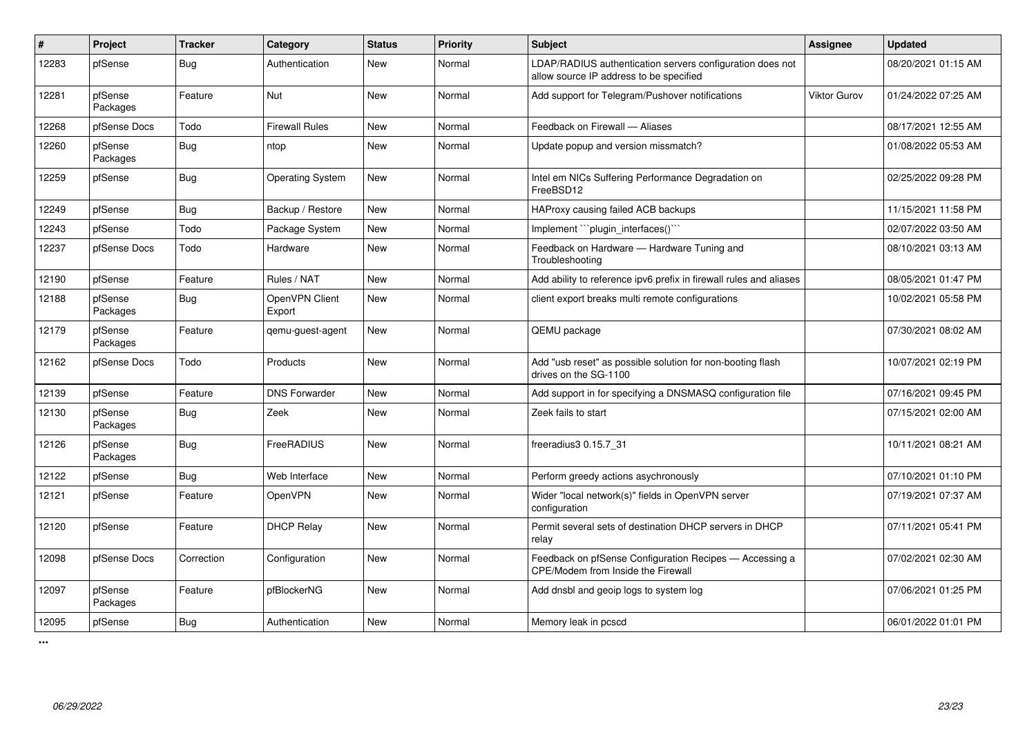| # | Project | Tracker | Category | Status | Priority | Subject | Assignee | Updated |
| --- | --- | --- | --- | --- | --- | --- | --- | --- |
| 12283 | pfSense | Bug | Authentication | New | Normal | LDAP/RADIUS authentication servers configuration does not allow source IP address to be specified | | 08/20/2021 01:15 AM |
| 12281 | pfSense Packages | Feature | Nut | New | Normal | Add support for Telegram/Pushover notifications | Viktor Gurov | 01/24/2022 07:25 AM |
| 12268 | pfSense Docs | Todo | Firewall Rules | New | Normal | Feedback on Firewall — Aliases | | 08/17/2021 12:55 AM |
| 12260 | pfSense Packages | Bug | ntop | New | Normal | Update popup and version missmatch? | | 01/08/2022 05:53 AM |
| 12259 | pfSense | Bug | Operating System | New | Normal | Intel em NICs Suffering Performance Degradation on FreeBSD12 | | 02/25/2022 09:28 PM |
| 12249 | pfSense | Bug | Backup / Restore | New | Normal | HAProxy causing failed ACB backups | | 11/15/2021 11:58 PM |
| 12243 | pfSense | Todo | Package System | New | Normal | Implement ```plugin_interfaces()``` | | 02/07/2022 03:50 AM |
| 12237 | pfSense Docs | Todo | Hardware | New | Normal | Feedback on Hardware — Hardware Tuning and Troubleshooting | | 08/10/2021 03:13 AM |
| 12190 | pfSense | Feature | Rules / NAT | New | Normal | Add ability to reference ipv6 prefix in firewall rules and aliases | | 08/05/2021 01:47 PM |
| 12188 | pfSense Packages | Bug | OpenVPN Client Export | New | Normal | client export breaks multi remote configurations | | 10/02/2021 05:58 PM |
| 12179 | pfSense Packages | Feature | qemu-guest-agent | New | Normal | QEMU package | | 07/30/2021 08:02 AM |
| 12162 | pfSense Docs | Todo | Products | New | Normal | Add "usb reset" as possible solution for non-booting flash drives on the SG-1100 | | 10/07/2021 02:19 PM |
| 12139 | pfSense | Feature | DNS Forwarder | New | Normal | Add support in for specifying a DNSMASQ configuration file | | 07/16/2021 09:45 PM |
| 12130 | pfSense Packages | Bug | Zeek | New | Normal | Zeek fails to start | | 07/15/2021 02:00 AM |
| 12126 | pfSense Packages | Bug | FreeRADIUS | New | Normal | freeradius3 0.15.7_31 | | 10/11/2021 08:21 AM |
| 12122 | pfSense | Bug | Web Interface | New | Normal | Perform greedy actions asychronously | | 07/10/2021 01:10 PM |
| 12121 | pfSense | Feature | OpenVPN | New | Normal | Wider "local network(s)" fields in OpenVPN server configuration | | 07/19/2021 07:37 AM |
| 12120 | pfSense | Feature | DHCP Relay | New | Normal | Permit several sets of destination DHCP servers in DHCP relay | | 07/11/2021 05:41 PM |
| 12098 | pfSense Docs | Correction | Configuration | New | Normal | Feedback on pfSense Configuration Recipes — Accessing a CPE/Modem from Inside the Firewall | | 07/02/2021 02:30 AM |
| 12097 | pfSense Packages | Feature | pfBlockerNG | New | Normal | Add dnsbl and geoip logs to system log | | 07/06/2021 01:25 PM |
| 12095 | pfSense | Bug | Authentication | New | Normal | Memory leak in pcscd | | 06/01/2022 01:01 PM |

...